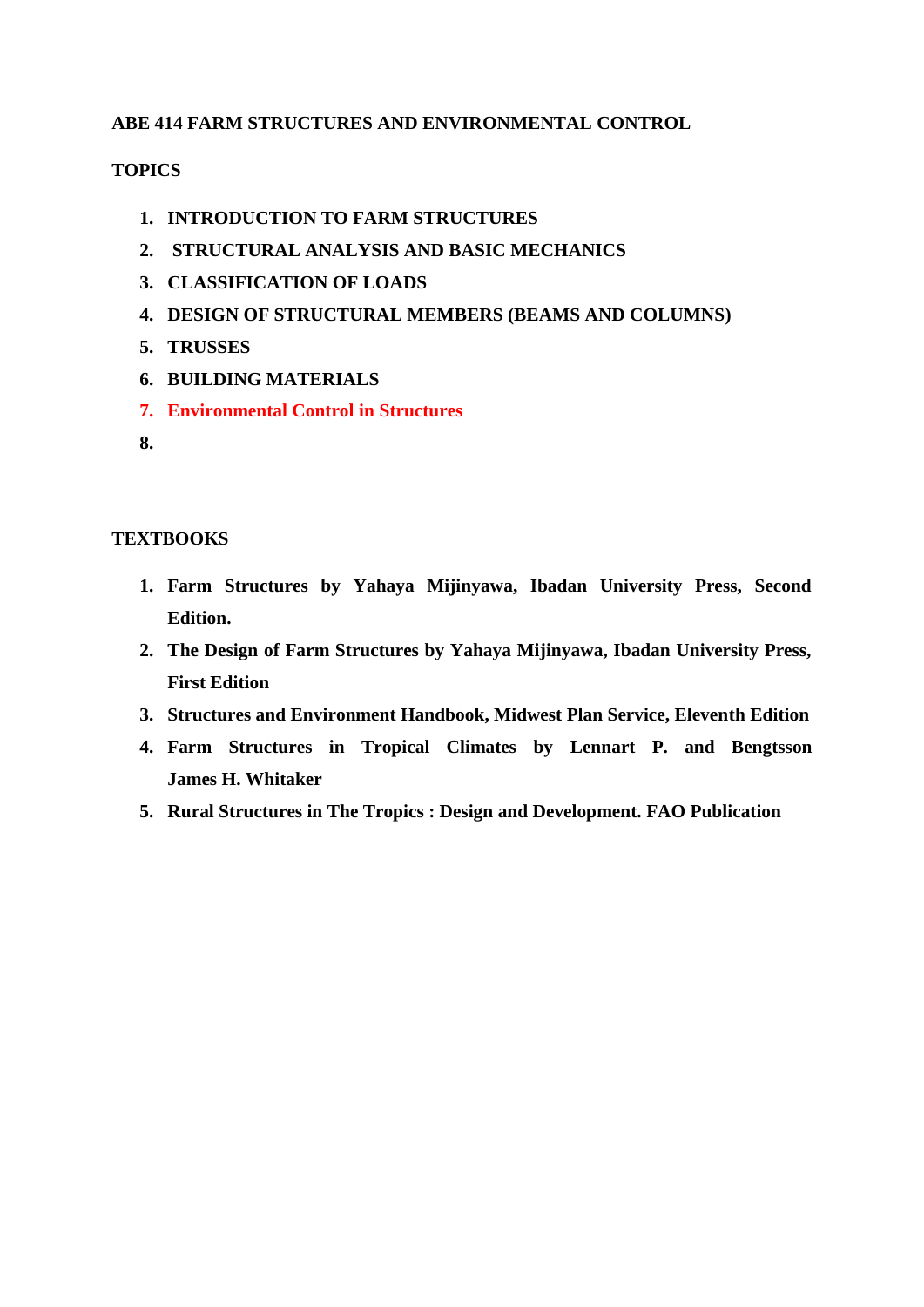**ABE 414 FARM STRUCTURES AND ENVIRONMENTAL CONTROL**

**TOPICS**

1. **INTRODUCTION TO FARM STRUCTURES**
2. **STRUCTURAL ANALYSIS AND BASIC MECHANICS**
3. **CLASSIFICATION OF LOADS**
4. **DESIGN OF STRUCTURAL MEMBERS (BEAMS AND COLUMNS)**
5. **TRUSSES**
6. **BUILDING MATERIALS**
7. **Environmental Control in Structures**
8.

**TEXTBOOKS**

1. **Farm Structures by Yahaya Mijinyawa, Ibadan University Press, Second Edition.**
2. **The Design of Farm Structures by Yahaya Mijinyawa, Ibadan University Press, First Edition**
3. **Structures and Environment Handbook, Midwest Plan Service, Eleventh Edition**
4. **Farm Structures in Tropical Climates by Lennart P. and Bengtsson James H. Whitaker**
5. **Rural Structures in The Tropics : Design and Development. FAO Publication**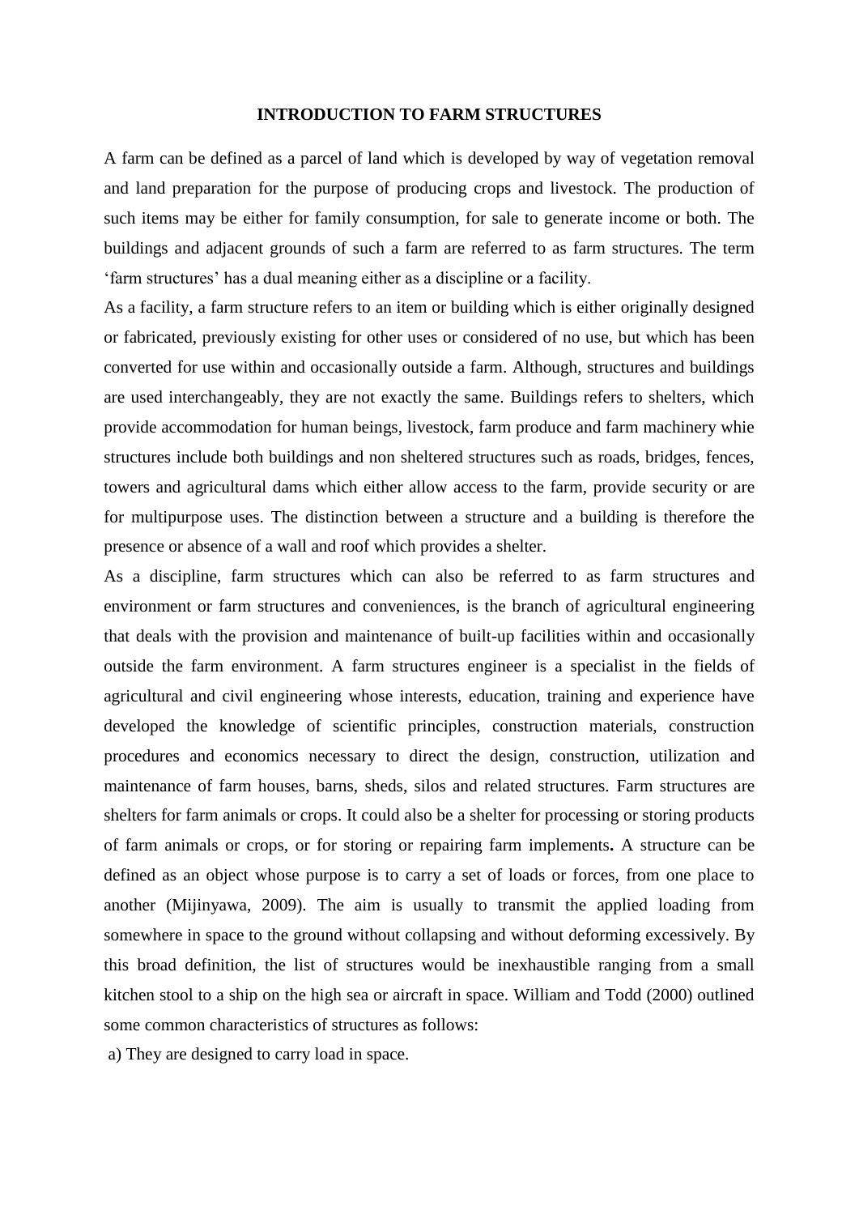# INTRODUCTION TO FARM STRUCTURES

A farm can be defined as a parcel of land which is developed by way of vegetation removal and land preparation for the purpose of producing crops and livestock. The production of such items may be either for family consumption, for sale to generate income or both. The buildings and adjacent grounds of such a farm are referred to as farm structures. The term 'farm structures' has a dual meaning either as a discipline or a facility.

As a facility, a farm structure refers to an item or building which is either originally designed or fabricated, previously existing for other uses or considered of no use, but which has been converted for use within and occasionally outside a farm. Although, structures and buildings are used interchangeably, they are not exactly the same. Buildings refers to shelters, which provide accommodation for human beings, livestock, farm produce and farm machinery whie structures include both buildings and non sheltered structures such as roads, bridges, fences, towers and agricultural dams which either allow access to the farm, provide security or are for multipurpose uses. The distinction between a structure and a building is therefore the presence or absence of a wall and roof which provides a shelter.

As a discipline, farm structures which can also be referred to as farm structures and environment or farm structures and conveniences, is the branch of agricultural engineering that deals with the provision and maintenance of built-up facilities within and occasionally outside the farm environment. A farm structures engineer is a specialist in the fields of agricultural and civil engineering whose interests, education, training and experience have developed the knowledge of scientific principles, construction materials, construction procedures and economics necessary to direct the design, construction, utilization and maintenance of farm houses, barns, sheds, silos and related structures. Farm structures are shelters for farm animals or crops. It could also be a shelter for processing or storing products of farm animals or crops, or for storing or repairing farm implements**.** A structure can be defined as an object whose purpose is to carry a set of loads or forces, from one place to another (Mijinyawa, 2009). The aim is usually to transmit the applied loading from somewhere in space to the ground without collapsing and without deforming excessively. By this broad definition, the list of structures would be inexhaustible ranging from a small kitchen stool to a ship on the high sea or aircraft in space. William and Todd (2000) outlined some common characteristics of structures as follows:

a) They are designed to carry load in space.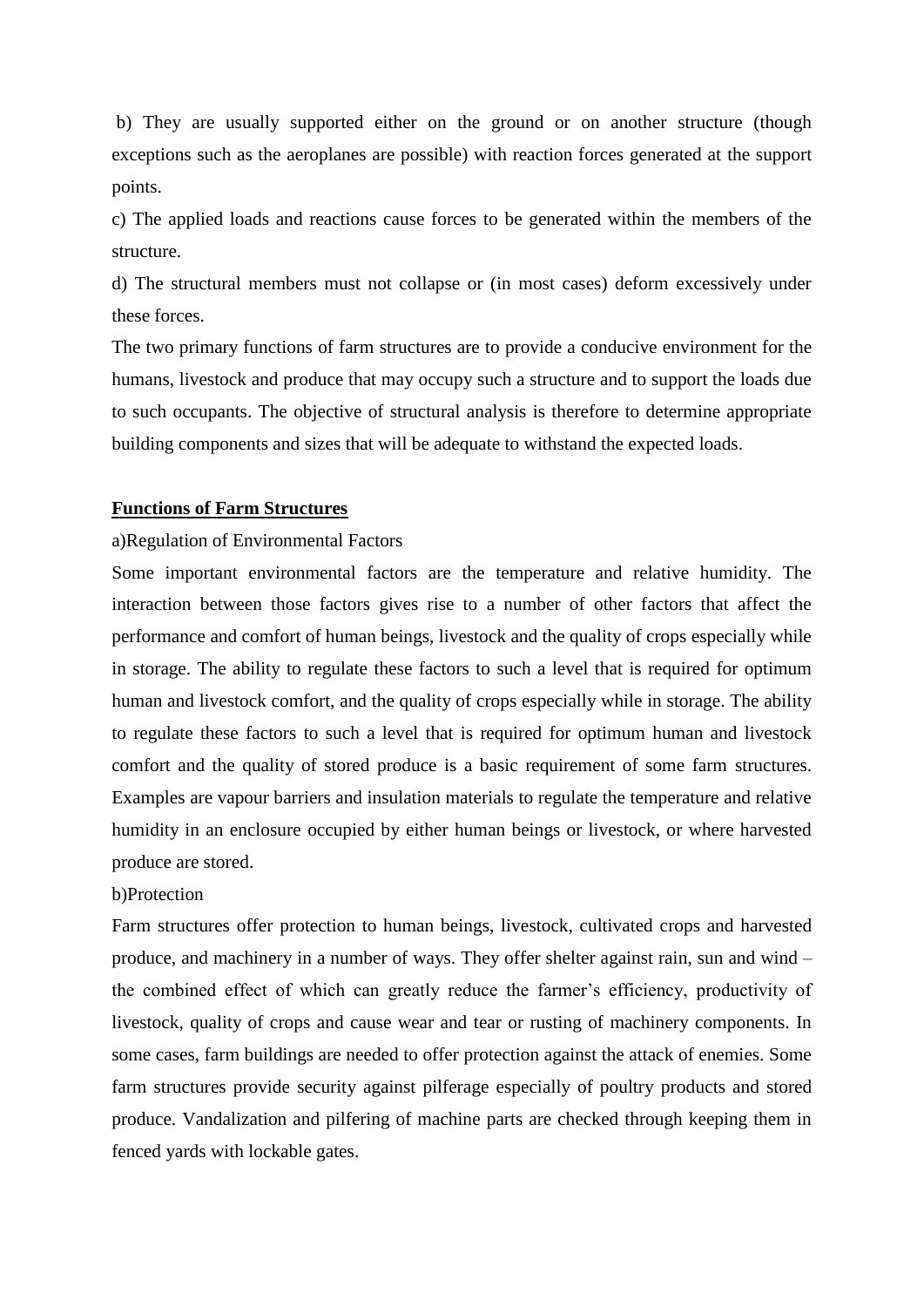b) They are usually supported either on the ground or on another structure (though exceptions such as the aeroplanes are possible) with reaction forces generated at the support points.

c) The applied loads and reactions cause forces to be generated within the members of the structure.

d) The structural members must not collapse or (in most cases) deform excessively under these forces.

The two primary functions of farm structures are to provide a conducive environment for the humans, livestock and produce that may occupy such a structure and to support the loads due to such occupants. The objective of structural analysis is therefore to determine appropriate building components and sizes that will be adequate to withstand the expected loads.

**Functions of Farm Structures**

a)Regulation of Environmental Factors

Some important environmental factors are the temperature and relative humidity. The interaction between those factors gives rise to a number of other factors that affect the performance and comfort of human beings, livestock and the quality of crops especially while in storage. The ability to regulate these factors to such a level that is required for optimum human and livestock comfort, and the quality of crops especially while in storage. The ability to regulate these factors to such a level that is required for optimum human and livestock comfort and the quality of stored produce is a basic requirement of some farm structures. Examples are vapour barriers and insulation materials to regulate the temperature and relative humidity in an enclosure occupied by either human beings or livestock, or where harvested produce are stored.

b)Protection

Farm structures offer protection to human beings, livestock, cultivated crops and harvested produce, and machinery in a number of ways. They offer shelter against rain, sun and wind – the combined effect of which can greatly reduce the farmer's efficiency, productivity of livestock, quality of crops and cause wear and tear or rusting of machinery components. In some cases, farm buildings are needed to offer protection against the attack of enemies. Some farm structures provide security against pilferage especially of poultry products and stored produce. Vandalization and pilfering of machine parts are checked through keeping them in fenced yards with lockable gates.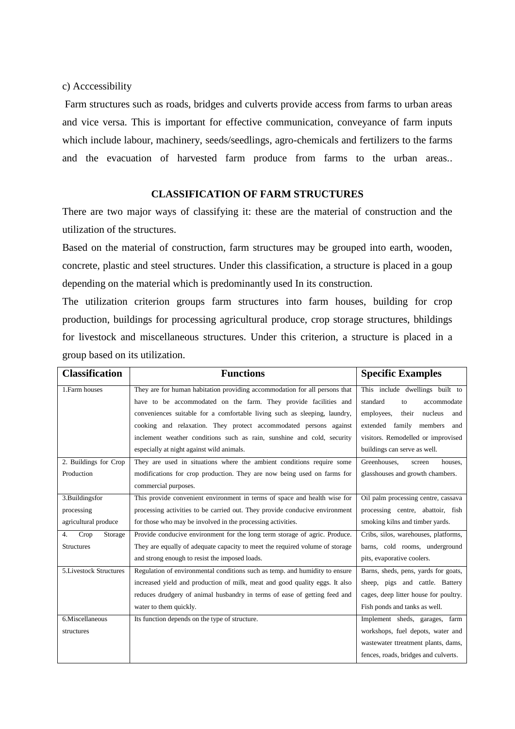c) Acccessibility

Farm structures such as roads, bridges and culverts provide access from farms to urban areas and vice versa. This is important for effective communication, conveyance of farm inputs which include labour, machinery, seeds/seedlings, agro-chemicals and fertilizers to the farms and the evacuation of harvested farm produce from farms to the urban areas..

## CLASSIFICATION OF FARM STRUCTURES

There are two major ways of classifying it: these are the material of construction and the utilization of the structures.

Based on the material of construction, farm structures may be grouped into earth, wooden, concrete, plastic and steel structures. Under this classification, a structure is placed in a goup depending on the material which is predominantly used In its construction.

The utilization criterion groups farm structures into farm houses, building for crop production, buildings for processing agricultural produce, crop storage structures, bhildings for livestock and miscellaneous structures. Under this criterion, a structure is placed in a group based on its utilization.

| Classification | Functions | Specific Examples |
|---|---|---|
| 1.Farm houses | They are for human habitation providing accommodation for all persons that have to be accommodated on the farm. They provide facilities and conveniences suitable for a comfortable living such as sleeping, laundry, cooking and relaxation. They protect accommodated persons against inclement weather conditions such as rain, sunshine and cold, security especially at night against wild animals. | This include dwellings built to standard to accommodate employees, their nucleus and extended family members and visitors. Remodelled or improvised buildings can serve as well. |
| 2. Buildings for Crop Production | They are used in situations where the ambient conditions require some modifications for crop production. They are now being used on farms for commercial purposes. | Greenhouses, screen houses, glasshouses and growth chambers. |
| 3.Buildingsfor processing agricultural produce | This provide convenient environment in terms of space and health wise for processing activities to be carried out. They provide conducive environment for those who may be involved in the processing activities. | Oil palm processing centre, cassava processing centre, abattoir, fish smoking kilns and timber yards. |
| 4. Crop Storage Structures | Provide conducive environment for the long term storage of agric. Produce. They are equally of adequate capacity to meet the required volume of storage and strong enough to resist the imposed loads. | Cribs, silos, warehouses, platforms, barns, cold rooms, underground pits, evaporative coolers. |
| 5.Livestock Structures | Regulation of environmental conditions such as temp. and humidity to ensure increased yield and production of milk, meat and good quality eggs. It also reduces drudgery of animal husbandry in terms of ease of getting feed and water to them quickly. | Barns, sheds, pens, yards for goats, sheep, pigs and cattle. Battery cages, deep litter house for poultry. Fish ponds and tanks as well. |
| 6.Miscellaneous structures | Its function depends on the type of structure. | Implement sheds, garages, farm workshops, fuel depots, water and wastewater ttreatment plants, dams, fences, roads, bridges and culverts. |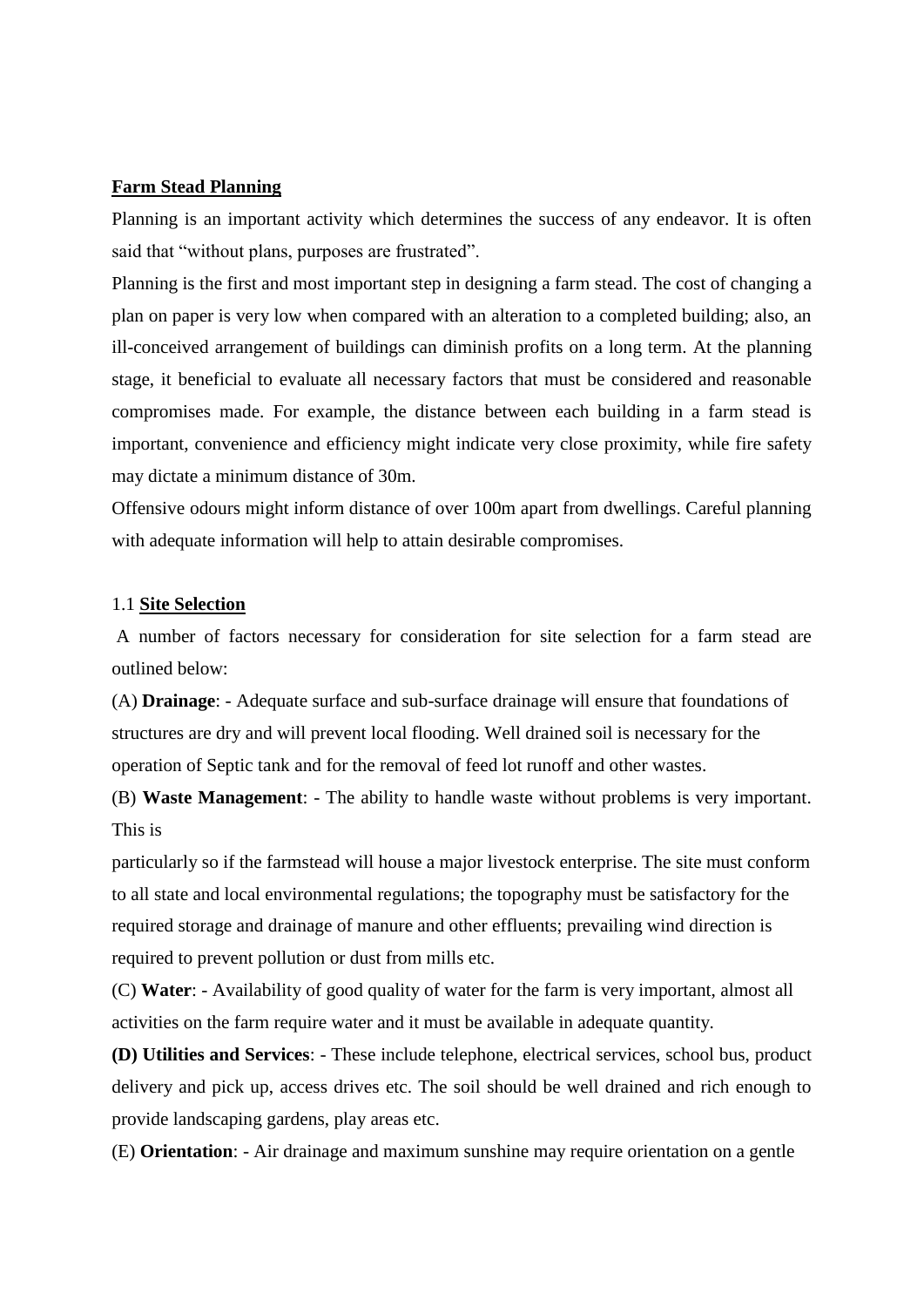**Farm Stead Planning**

Planning is an important activity which determines the success of any endeavor. It is often said that "without plans, purposes are frustrated".

Planning is the first and most important step in designing a farm stead. The cost of changing a plan on paper is very low when compared with an alteration to a completed building; also, an ill-conceived arrangement of buildings can diminish profits on a long term. At the planning stage, it beneficial to evaluate all necessary factors that must be considered and reasonable compromises made. For example, the distance between each building in a farm stead is important, convenience and efficiency might indicate very close proximity, while fire safety may dictate a minimum distance of 30m.

Offensive odours might inform distance of over 100m apart from dwellings. Careful planning with adequate information will help to attain desirable compromises.

1.1 **Site Selection**

A number of factors necessary for consideration for site selection for a farm stead are outlined below:

(A) **Drainage**: - Adequate surface and sub-surface drainage will ensure that foundations of structures are dry and will prevent local flooding. Well drained soil is necessary for the operation of Septic tank and for the removal of feed lot runoff and other wastes.

(B) **Waste Management**: - The ability to handle waste without problems is very important. This is particularly so if the farmstead will house a major livestock enterprise. The site must conform to all state and local environmental regulations; the topography must be satisfactory for the required storage and drainage of manure and other effluents; prevailing wind direction is required to prevent pollution or dust from mills etc.

(C) **Water**: - Availability of good quality of water for the farm is very important, almost all activities on the farm require water and it must be available in adequate quantity.

**(D) Utilities and Services**: - These include telephone, electrical services, school bus, product delivery and pick up, access drives etc. The soil should be well drained and rich enough to provide landscaping gardens, play areas etc.

(E) **Orientation**: - Air drainage and maximum sunshine may require orientation on a gentle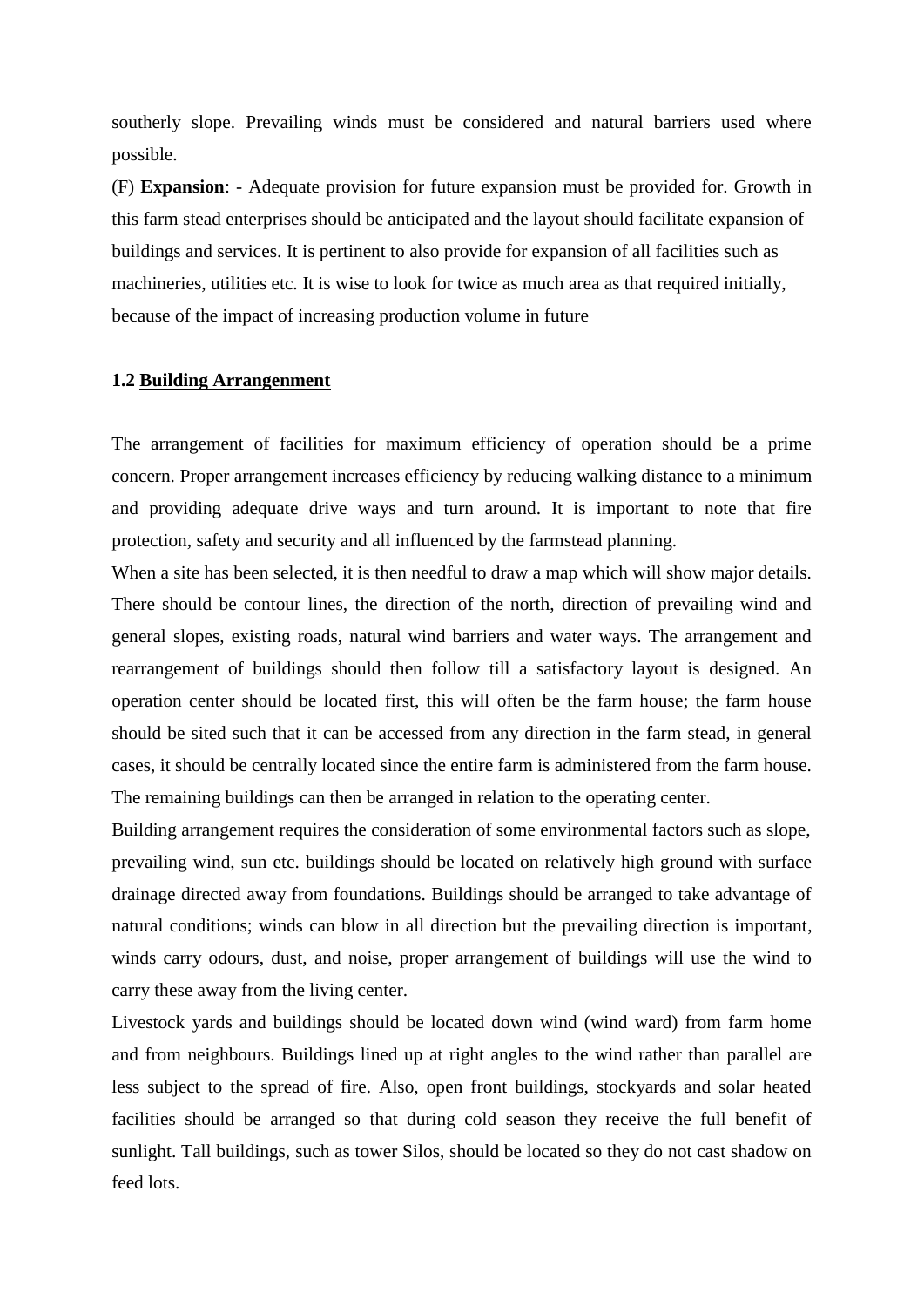southerly slope. Prevailing winds must be considered and natural barriers used where possible.

(F) **Expansion**: - Adequate provision for future expansion must be provided for. Growth in this farm stead enterprises should be anticipated and the layout should facilitate expansion of buildings and services. It is pertinent to also provide for expansion of all facilities such as machineries, utilities etc. It is wise to look for twice as much area as that required initially, because of the impact of increasing production volume in future

### 1.2 Building Arrangenment

The arrangement of facilities for maximum efficiency of operation should be a prime concern. Proper arrangement increases efficiency by reducing walking distance to a minimum and providing adequate drive ways and turn around. It is important to note that fire protection, safety and security and all influenced by the farmstead planning.

When a site has been selected, it is then needful to draw a map which will show major details. There should be contour lines, the direction of the north, direction of prevailing wind and general slopes, existing roads, natural wind barriers and water ways. The arrangement and rearrangement of buildings should then follow till a satisfactory layout is designed. An operation center should be located first, this will often be the farm house; the farm house should be sited such that it can be accessed from any direction in the farm stead, in general cases, it should be centrally located since the entire farm is administered from the farm house. The remaining buildings can then be arranged in relation to the operating center.

Building arrangement requires the consideration of some environmental factors such as slope, prevailing wind, sun etc. buildings should be located on relatively high ground with surface drainage directed away from foundations. Buildings should be arranged to take advantage of natural conditions; winds can blow in all direction but the prevailing direction is important, winds carry odours, dust, and noise, proper arrangement of buildings will use the wind to carry these away from the living center.

Livestock yards and buildings should be located down wind (wind ward) from farm home and from neighbours. Buildings lined up at right angles to the wind rather than parallel are less subject to the spread of fire. Also, open front buildings, stockyards and solar heated facilities should be arranged so that during cold season they receive the full benefit of sunlight. Tall buildings, such as tower Silos, should be located so they do not cast shadow on feed lots.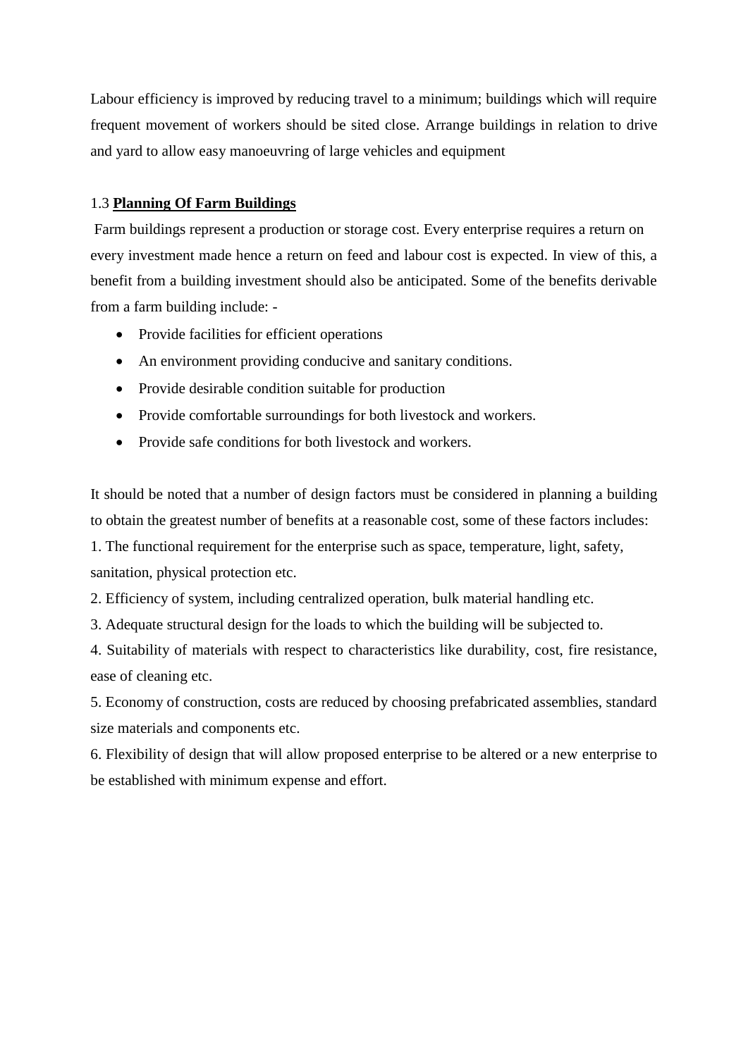Labour efficiency is improved by reducing travel to a minimum; buildings which will require frequent movement of workers should be sited close. Arrange buildings in relation to drive and yard to allow easy manoeuvring of large vehicles and equipment

### 1.3 **Planning Of Farm Buildings**

Farm buildings represent a production or storage cost. Every enterprise requires a return on every investment made hence a return on feed and labour cost is expected. In view of this, a benefit from a building investment should also be anticipated. Some of the benefits derivable from a farm building include: -

- Provide facilities for efficient operations
- An environment providing conducive and sanitary conditions.
- Provide desirable condition suitable for production
- Provide comfortable surroundings for both livestock and workers.
- Provide safe conditions for both livestock and workers.

It should be noted that a number of design factors must be considered in planning a building to obtain the greatest number of benefits at a reasonable cost, some of these factors includes:

1. The functional requirement for the enterprise such as space, temperature, light, safety, sanitation, physical protection etc.
2. Efficiency of system, including centralized operation, bulk material handling etc.
3. Adequate structural design for the loads to which the building will be subjected to.
4. Suitability of materials with respect to characteristics like durability, cost, fire resistance, ease of cleaning etc.
5. Economy of construction, costs are reduced by choosing prefabricated assemblies, standard size materials and components etc.
6. Flexibility of design that will allow proposed enterprise to be altered or a new enterprise to be established with minimum expense and effort.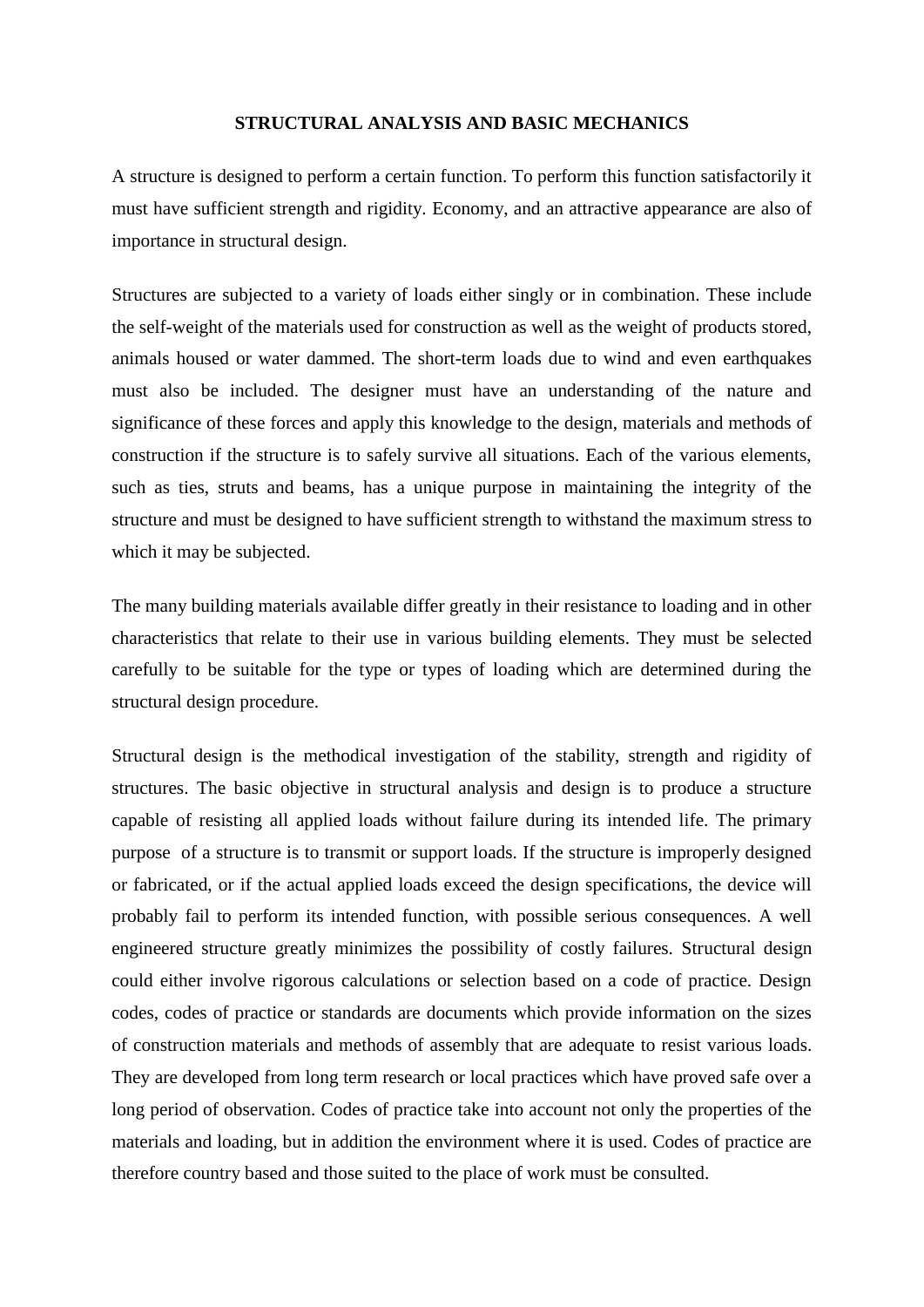# STRUCTURAL ANALYSIS AND BASIC MECHANICS

A structure is designed to perform a certain function. To perform this function satisfactorily it must have sufficient strength and rigidity. Economy, and an attractive appearance are also of importance in structural design.

Structures are subjected to a variety of loads either singly or in combination. These include the self-weight of the materials used for construction as well as the weight of products stored, animals housed or water dammed. The short-term loads due to wind and even earthquakes must also be included. The designer must have an understanding of the nature and significance of these forces and apply this knowledge to the design, materials and methods of construction if the structure is to safely survive all situations. Each of the various elements, such as ties, struts and beams, has a unique purpose in maintaining the integrity of the structure and must be designed to have sufficient strength to withstand the maximum stress to which it may be subjected.

The many building materials available differ greatly in their resistance to loading and in other characteristics that relate to their use in various building elements. They must be selected carefully to be suitable for the type or types of loading which are determined during the structural design procedure.

Structural design is the methodical investigation of the stability, strength and rigidity of structures. The basic objective in structural analysis and design is to produce a structure capable of resisting all applied loads without failure during its intended life. The primary purpose of a structure is to transmit or support loads. If the structure is improperly designed or fabricated, or if the actual applied loads exceed the design specifications, the device will probably fail to perform its intended function, with possible serious consequences. A well engineered structure greatly minimizes the possibility of costly failures. Structural design could either involve rigorous calculations or selection based on a code of practice. Design codes, codes of practice or standards are documents which provide information on the sizes of construction materials and methods of assembly that are adequate to resist various loads. They are developed from long term research or local practices which have proved safe over a long period of observation. Codes of practice take into account not only the properties of the materials and loading, but in addition the environment where it is used. Codes of practice are therefore country based and those suited to the place of work must be consulted.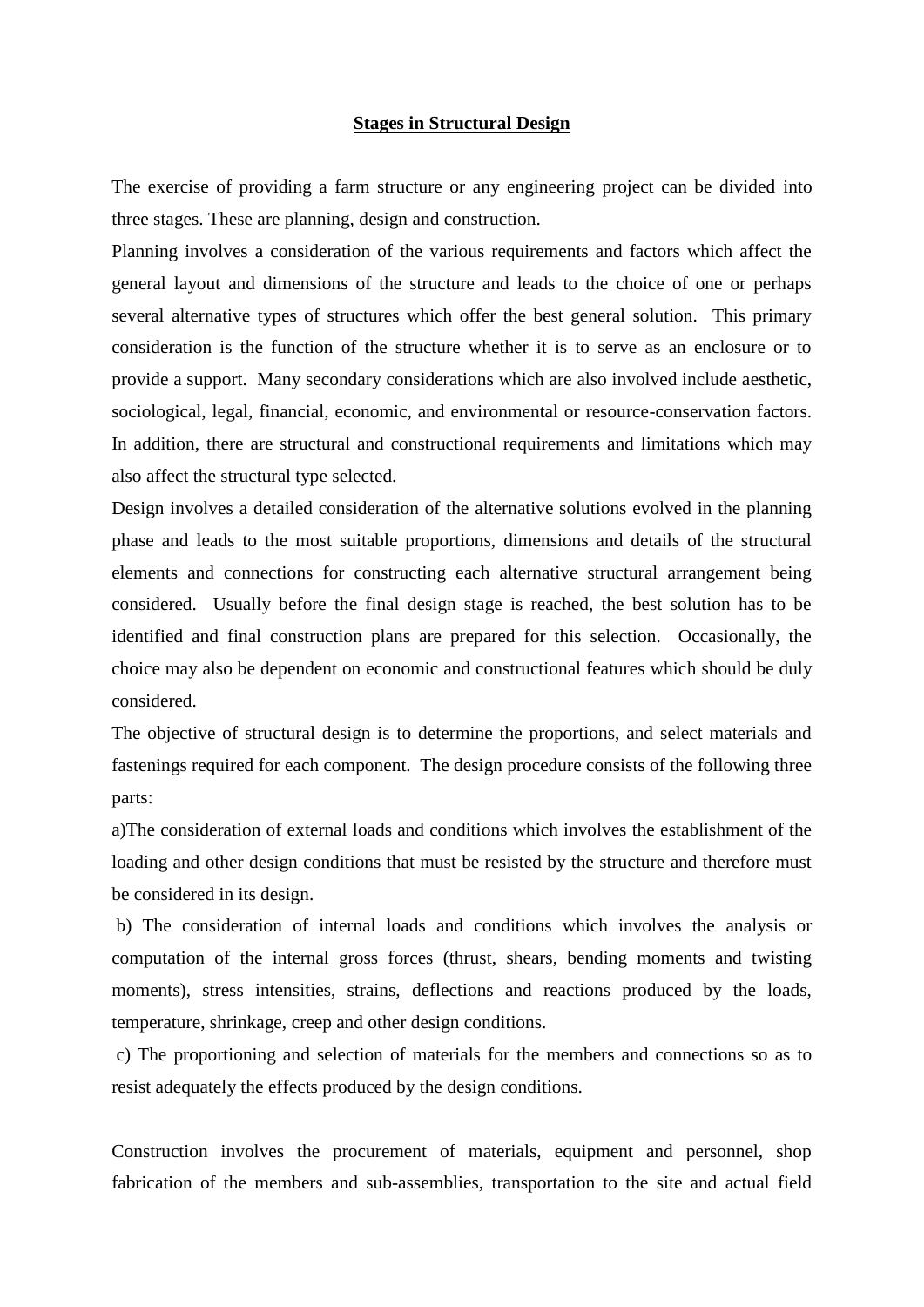## Stages in Structural Design

The exercise of providing a farm structure or any engineering project can be divided into three stages. These are planning, design and construction.

Planning involves a consideration of the various requirements and factors which affect the general layout and dimensions of the structure and leads to the choice of one or perhaps several alternative types of structures which offer the best general solution. This primary consideration is the function of the structure whether it is to serve as an enclosure or to provide a support. Many secondary considerations which are also involved include aesthetic, sociological, legal, financial, economic, and environmental or resource-conservation factors. In addition, there are structural and constructional requirements and limitations which may also affect the structural type selected.

Design involves a detailed consideration of the alternative solutions evolved in the planning phase and leads to the most suitable proportions, dimensions and details of the structural elements and connections for constructing each alternative structural arrangement being considered. Usually before the final design stage is reached, the best solution has to be identified and final construction plans are prepared for this selection. Occasionally, the choice may also be dependent on economic and constructional features which should be duly considered.

The objective of structural design is to determine the proportions, and select materials and fastenings required for each component. The design procedure consists of the following three parts:

a)The consideration of external loads and conditions which involves the establishment of the loading and other design conditions that must be resisted by the structure and therefore must be considered in its design.

b) The consideration of internal loads and conditions which involves the analysis or computation of the internal gross forces (thrust, shears, bending moments and twisting moments), stress intensities, strains, deflections and reactions produced by the loads, temperature, shrinkage, creep and other design conditions.

c) The proportioning and selection of materials for the members and connections so as to resist adequately the effects produced by the design conditions.

Construction involves the procurement of materials, equipment and personnel, shop fabrication of the members and sub-assemblies, transportation to the site and actual field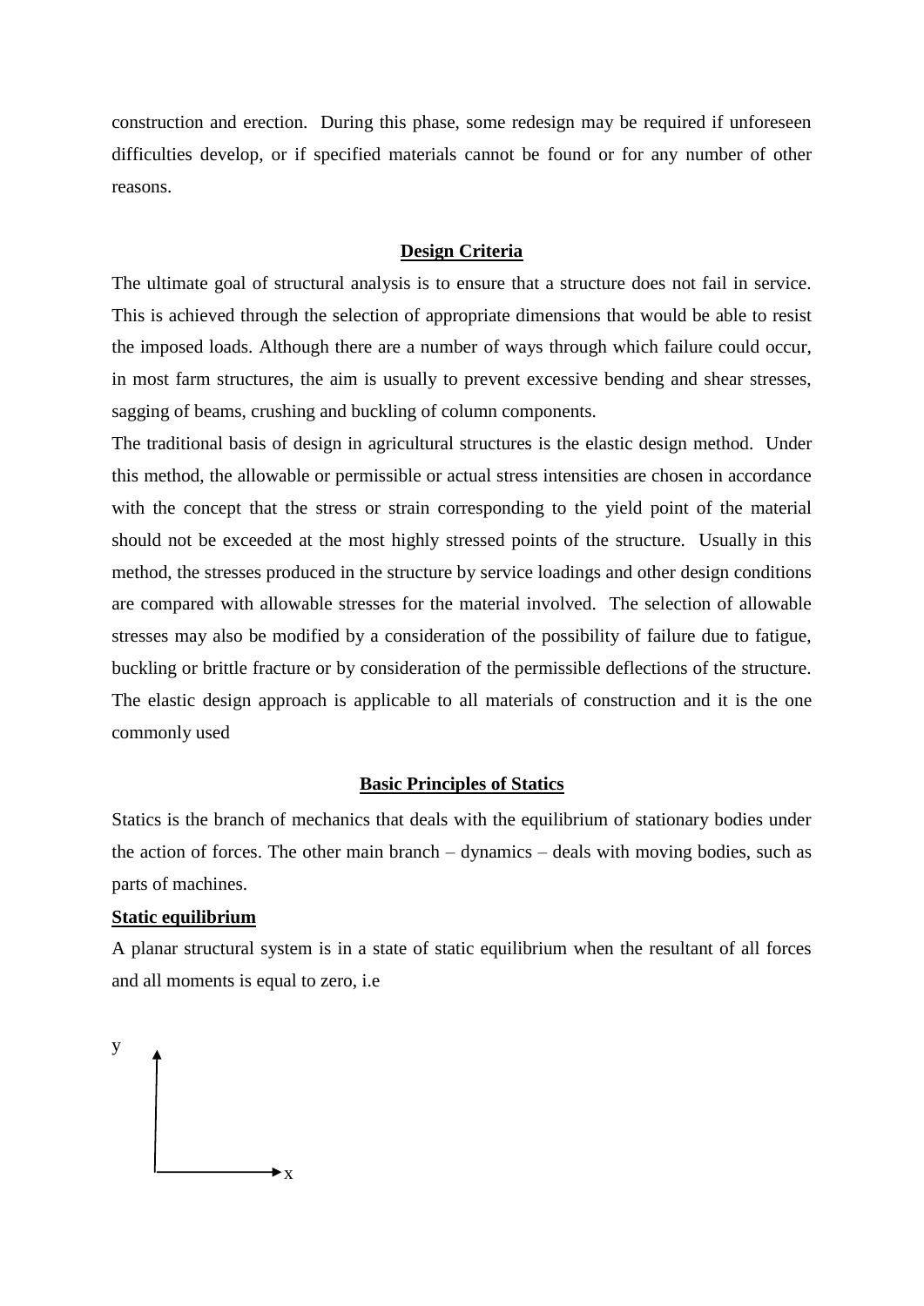construction and erection. During this phase, some redesign may be required if unforeseen difficulties develop, or if specified materials cannot be found or for any number of other reasons.

## Design Criteria

The ultimate goal of structural analysis is to ensure that a structure does not fail in service. This is achieved through the selection of appropriate dimensions that would be able to resist the imposed loads. Although there are a number of ways through which failure could occur, in most farm structures, the aim is usually to prevent excessive bending and shear stresses, sagging of beams, crushing and buckling of column components.

The traditional basis of design in agricultural structures is the elastic design method. Under this method, the allowable or permissible or actual stress intensities are chosen in accordance with the concept that the stress or strain corresponding to the yield point of the material should not be exceeded at the most highly stressed points of the structure. Usually in this method, the stresses produced in the structure by service loadings and other design conditions are compared with allowable stresses for the material involved. The selection of allowable stresses may also be modified by a consideration of the possibility of failure due to fatigue, buckling or brittle fracture or by consideration of the permissible deflections of the structure. The elastic design approach is applicable to all materials of construction and it is the one commonly used

## Basic Principles of Statics

Statics is the branch of mechanics that deals with the equilibrium of stationary bodies under the action of forces. The other main branch – dynamics – deals with moving bodies, such as parts of machines.

### Static equilibrium

A planar structural system is in a state of static equilibrium when the resultant of all forces and all moments is equal to zero, i.e

y

x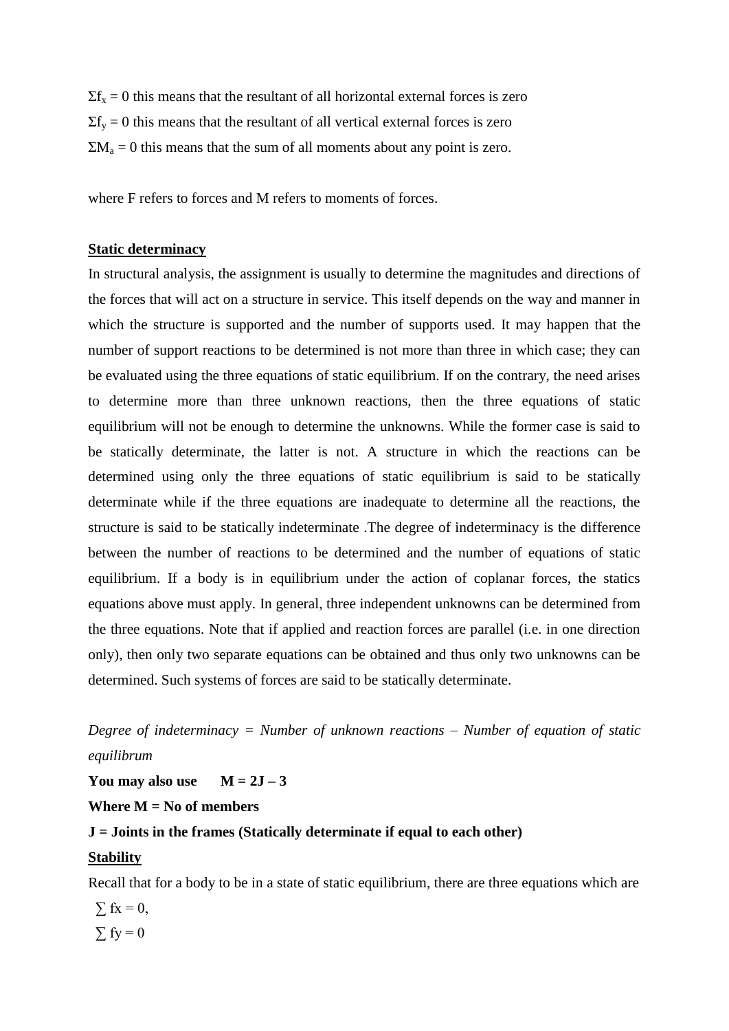$\Sigma f_x = 0$ this means that the resultant of all horizontal external forces is zero

$\Sigma f_y = 0$ this means that the resultant of all vertical external forces is zero

$\Sigma M_a = 0$ this means that the sum of all moments about any point is zero.

where F refers to forces and M refers to moments of forces.

**Static determinacy**

In structural analysis, the assignment is usually to determine the magnitudes and directions of the forces that will act on a structure in service. This itself depends on the way and manner in which the structure is supported and the number of supports used. It may happen that the number of support reactions to be determined is not more than three in which case; they can be evaluated using the three equations of static equilibrium. If on the contrary, the need arises to determine more than three unknown reactions, then the three equations of static equilibrium will not be enough to determine the unknowns. While the former case is said to be statically determinate, the latter is not. A structure in which the reactions can be determined using only the three equations of static equilibrium is said to be statically determinate while if the three equations are inadequate to determine all the reactions, the structure is said to be statically indeterminate .The degree of indeterminacy is the difference between the number of reactions to be determined and the number of equations of static equilibrium. If a body is in equilibrium under the action of coplanar forces, the statics equations above must apply. In general, three independent unknowns can be determined from the three equations. Note that if applied and reaction forces are parallel (i.e. in one direction only), then only two separate equations can be obtained and thus only two unknowns can be determined. Such systems of forces are said to be statically determinate.

*Degree of indeterminacy = Number of unknown reactions – Number of equation of static equilibrum*

**You may also use** $M = 2J - 3$

**Where M = No of members**

**J = Joints in the frames (Statically determinate if equal to each other)**

**Stability**

Recall that for a body to be in a state of static equilibrium, there are three equations which are

$\sum fx = 0$,

$\sum fy = 0$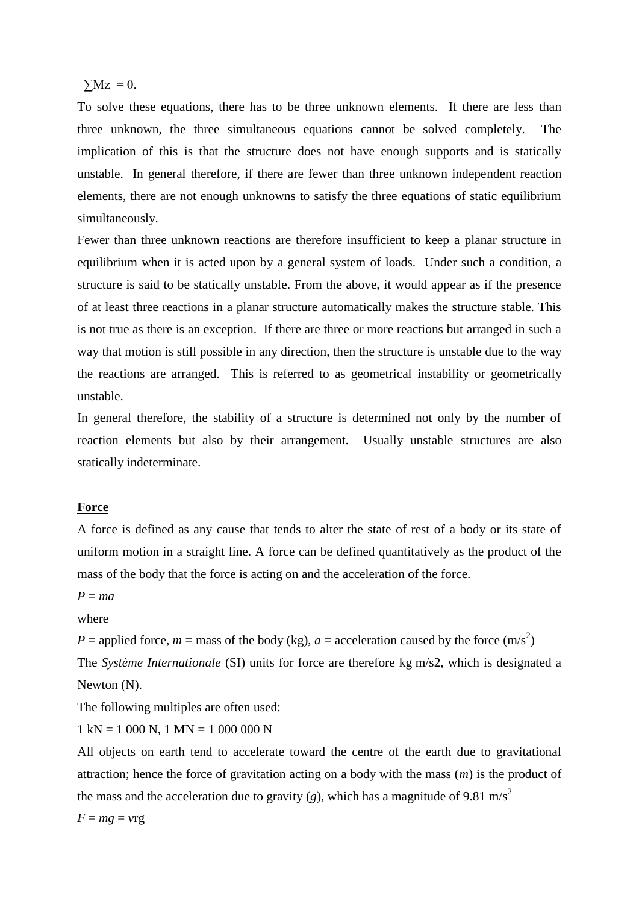$\sum M_z = 0$.

To solve these equations, there has to be three unknown elements. If there are less than three unknown, the three simultaneous equations cannot be solved completely. The implication of this is that the structure does not have enough supports and is statically unstable. In general therefore, if there are fewer than three unknown independent reaction elements, there are not enough unknowns to satisfy the three equations of static equilibrium simultaneously.

Fewer than three unknown reactions are therefore insufficient to keep a planar structure in equilibrium when it is acted upon by a general system of loads. Under such a condition, a structure is said to be statically unstable. From the above, it would appear as if the presence of at least three reactions in a planar structure automatically makes the structure stable. This is not true as there is an exception. If there are three or more reactions but arranged in such a way that motion is still possible in any direction, then the structure is unstable due to the way the reactions are arranged. This is referred to as geometrical instability or geometrically unstable.

In general therefore, the stability of a structure is determined not only by the number of reaction elements but also by their arrangement. Usually unstable structures are also statically indeterminate.

**Force**

A force is defined as any cause that tends to alter the state of rest of a body or its state of uniform motion in a straight line. A force can be defined quantitatively as the product of the mass of the body that the force is acting on and the acceleration of the force.

$P = ma$

where

$P$ = applied force, $m$ = mass of the body (kg), $a$ = acceleration caused by the force (m/s$^2$)

The *Système Internationale* (SI) units for force are therefore kg m/s2, which is designated a Newton (N).

The following multiples are often used:

1 kN = 1 000 N, 1 MN = 1 000 000 N

All objects on earth tend to accelerate toward the centre of the earth due to gravitational attraction; hence the force of gravitation acting on a body with the mass ($m$) is the product of the mass and the acceleration due to gravity ($g$), which has a magnitude of 9.81 m/s$^2$

$F = mg = v\text{rg}$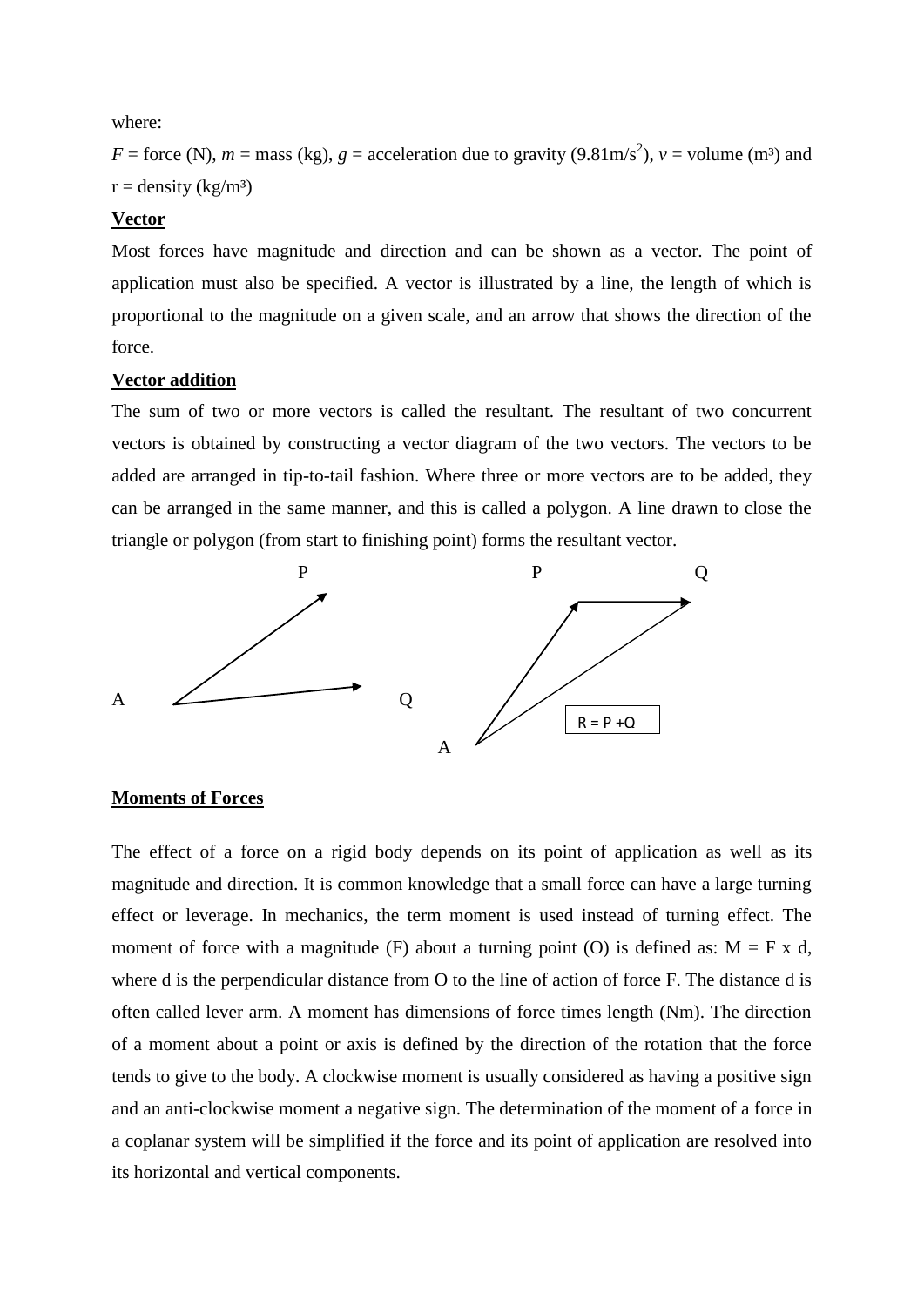where:

$F$ = force (N), $m$ = mass (kg), $g$ = acceleration due to gravity (9.81m/s$^2$), $v$ = volume (m$^3$) and r = density (kg/m$^3$)

**Vector**

Most forces have magnitude and direction and can be shown as a vector. The point of application must also be specified. A vector is illustrated by a line, the length of which is proportional to the magnitude on a given scale, and an arrow that shows the direction of the force.

**Vector addition**

The sum of two or more vectors is called the resultant. The resultant of two concurrent vectors is obtained by constructing a vector diagram of the two vectors. The vectors to be added are arranged in tip-to-tail fashion. Where three or more vectors are to be added, they can be arranged in the same manner, and this is called a polygon. A line drawn to close the triangle or polygon (from start to finishing point) forms the resultant vector.

R = P +Q

**Moments of Forces**

The effect of a force on a rigid body depends on its point of application as well as its magnitude and direction. It is common knowledge that a small force can have a large turning effect or leverage. In mechanics, the term moment is used instead of turning effect. The moment of force with a magnitude (F) about a turning point (O) is defined as: M = F x d, where d is the perpendicular distance from O to the line of action of force F. The distance d is often called lever arm. A moment has dimensions of force times length (Nm). The direction of a moment about a point or axis is defined by the direction of the rotation that the force tends to give to the body. A clockwise moment is usually considered as having a positive sign and an anti-clockwise moment a negative sign. The determination of the moment of a force in a coplanar system will be simplified if the force and its point of application are resolved into its horizontal and vertical components.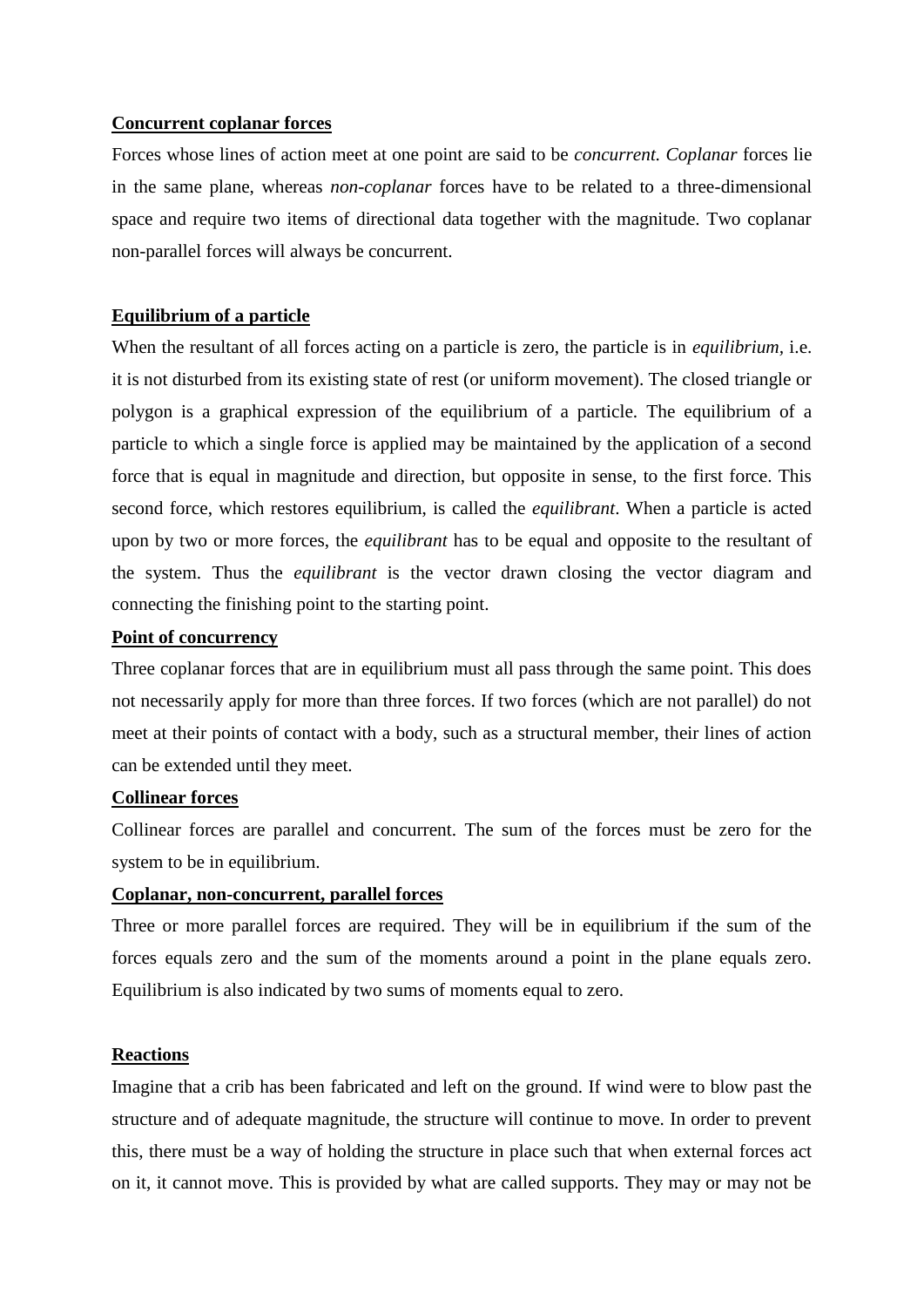**Concurrent coplanar forces**

Forces whose lines of action meet at one point are said to be *concurrent. Coplanar* forces lie in the same plane, whereas *non-coplanar* forces have to be related to a three-dimensional space and require two items of directional data together with the magnitude. Two coplanar non-parallel forces will always be concurrent.

**Equilibrium of a particle**

When the resultant of all forces acting on a particle is zero, the particle is in *equilibrium*, i.e. it is not disturbed from its existing state of rest (or uniform movement). The closed triangle or polygon is a graphical expression of the equilibrium of a particle. The equilibrium of a particle to which a single force is applied may be maintained by the application of a second force that is equal in magnitude and direction, but opposite in sense, to the first force. This second force, which restores equilibrium, is called the *equilibrant*. When a particle is acted upon by two or more forces, the *equilibrant* has to be equal and opposite to the resultant of the system. Thus the *equilibrant* is the vector drawn closing the vector diagram and connecting the finishing point to the starting point.

**Point of concurrency**

Three coplanar forces that are in equilibrium must all pass through the same point. This does not necessarily apply for more than three forces. If two forces (which are not parallel) do not meet at their points of contact with a body, such as a structural member, their lines of action can be extended until they meet.

**Collinear forces**

Collinear forces are parallel and concurrent. The sum of the forces must be zero for the system to be in equilibrium.

**Coplanar, non-concurrent, parallel forces**

Three or more parallel forces are required. They will be in equilibrium if the sum of the forces equals zero and the sum of the moments around a point in the plane equals zero. Equilibrium is also indicated by two sums of moments equal to zero.

**Reactions**

Imagine that a crib has been fabricated and left on the ground. If wind were to blow past the structure and of adequate magnitude, the structure will continue to move. In order to prevent this, there must be a way of holding the structure in place such that when external forces act on it, it cannot move. This is provided by what are called supports. They may or may not be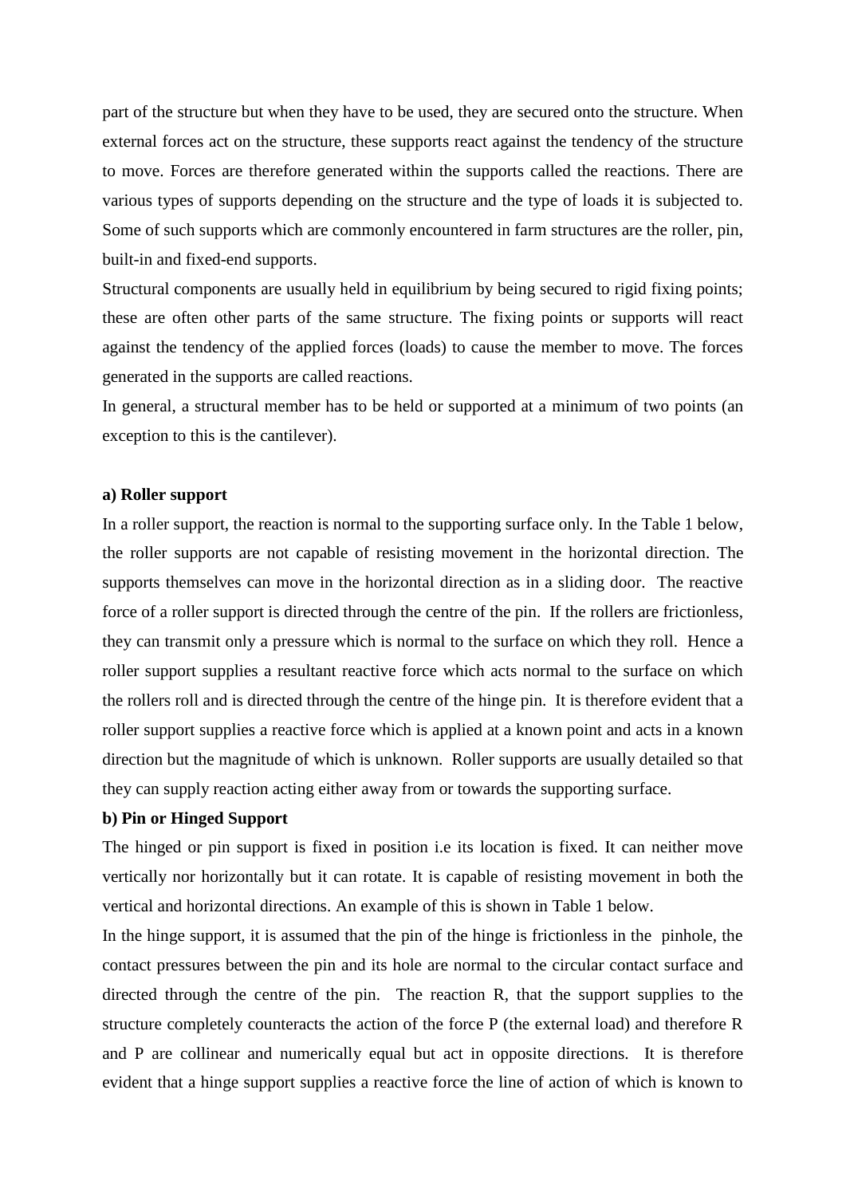part of the structure but when they have to be used, they are secured onto the structure. When external forces act on the structure, these supports react against the tendency of the structure to move. Forces are therefore generated within the supports called the reactions. There are various types of supports depending on the structure and the type of loads it is subjected to. Some of such supports which are commonly encountered in farm structures are the roller, pin, built-in and fixed-end supports.

Structural components are usually held in equilibrium by being secured to rigid fixing points; these are often other parts of the same structure. The fixing points or supports will react against the tendency of the applied forces (loads) to cause the member to move. The forces generated in the supports are called reactions.

In general, a structural member has to be held or supported at a minimum of two points (an exception to this is the cantilever).

**a) Roller support**

In a roller support, the reaction is normal to the supporting surface only. In the Table 1 below, the roller supports are not capable of resisting movement in the horizontal direction. The supports themselves can move in the horizontal direction as in a sliding door. The reactive force of a roller support is directed through the centre of the pin. If the rollers are frictionless, they can transmit only a pressure which is normal to the surface on which they roll. Hence a roller support supplies a resultant reactive force which acts normal to the surface on which the rollers roll and is directed through the centre of the hinge pin. It is therefore evident that a roller support supplies a reactive force which is applied at a known point and acts in a known direction but the magnitude of which is unknown. Roller supports are usually detailed so that they can supply reaction acting either away from or towards the supporting surface.

**b) Pin or Hinged Support**

The hinged or pin support is fixed in position i.e its location is fixed. It can neither move vertically nor horizontally but it can rotate. It is capable of resisting movement in both the vertical and horizontal directions. An example of this is shown in Table 1 below.

In the hinge support, it is assumed that the pin of the hinge is frictionless in the pinhole, the contact pressures between the pin and its hole are normal to the circular contact surface and directed through the centre of the pin. The reaction R, that the support supplies to the structure completely counteracts the action of the force P (the external load) and therefore R and P are collinear and numerically equal but act in opposite directions. It is therefore evident that a hinge support supplies a reactive force the line of action of which is known to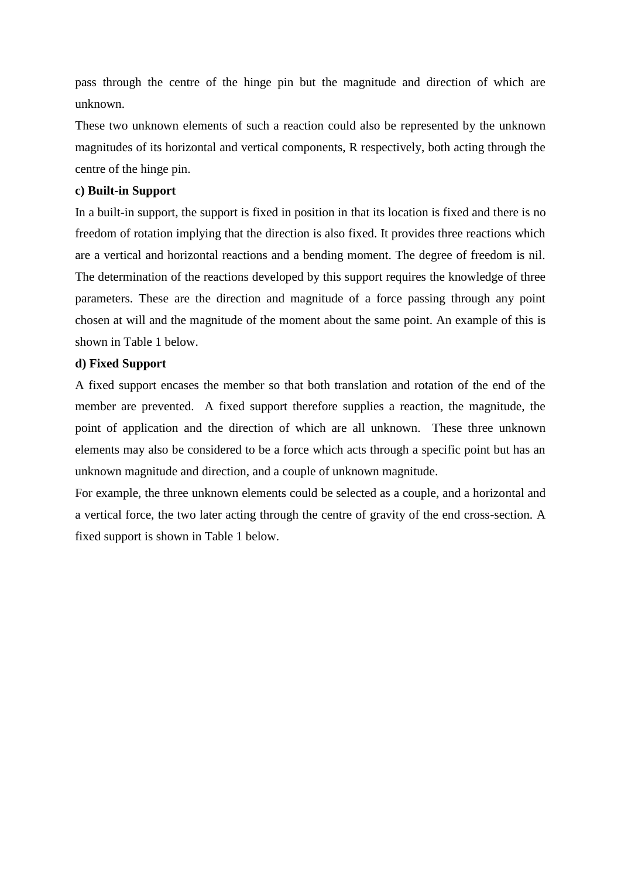pass through the centre of the hinge pin but the magnitude and direction of which are unknown.

These two unknown elements of such a reaction could also be represented by the unknown magnitudes of its horizontal and vertical components, R respectively, both acting through the centre of the hinge pin.

**c) Built-in Support**

In a built-in support, the support is fixed in position in that its location is fixed and there is no freedom of rotation implying that the direction is also fixed. It provides three reactions which are a vertical and horizontal reactions and a bending moment. The degree of freedom is nil. The determination of the reactions developed by this support requires the knowledge of three parameters. These are the direction and magnitude of a force passing through any point chosen at will and the magnitude of the moment about the same point. An example of this is shown in Table 1 below.

**d) Fixed Support**

A fixed support encases the member so that both translation and rotation of the end of the member are prevented. A fixed support therefore supplies a reaction, the magnitude, the point of application and the direction of which are all unknown. These three unknown elements may also be considered to be a force which acts through a specific point but has an unknown magnitude and direction, and a couple of unknown magnitude.

For example, the three unknown elements could be selected as a couple, and a horizontal and a vertical force, the two later acting through the centre of gravity of the end cross-section. A fixed support is shown in Table 1 below.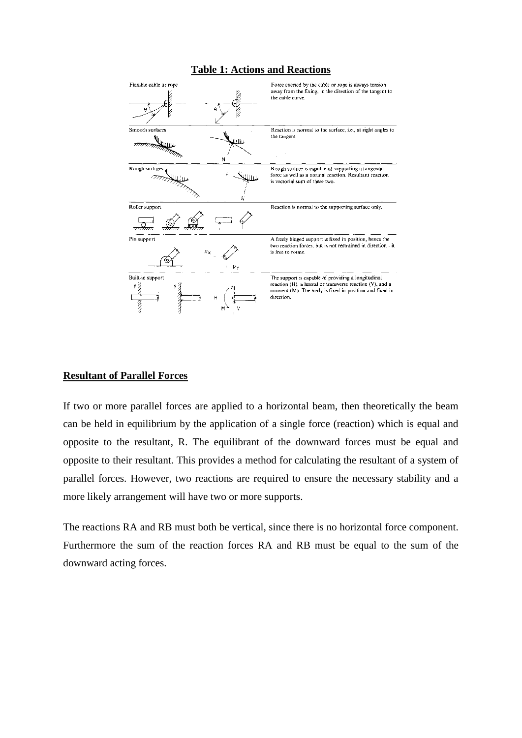**Table 1: Actions and Reactions**

| Support | Description |
|---|---|
| Flexible cable or rope | Force exerted by the cable or rope is always tension away from the fixing, in the direction of the tangent to the cable curve. |
| Smooth surfaces | Reaction is normal to the surface, i.e., at right angles to the tangent. |
| Rough surfaces | Rough surface is capable of supporting a tangential force as well as a normal reaction. Resultant reaction is vectorial sum of these two. |
| Roller support | Reaction is normal to the supporting surface only. |
| Pin support | A freely hinged support is fixed in position, hence the two reaction forces, but is not restrained in direction - it is free to rotate. |
| Built-in support | The support is capable of providing a longitudinal reaction (H), a lateral or transverse reaction (V), and a moment (M). The body is fixed in position and fixed in direction. |

**Resultant of Parallel Forces**

If two or more parallel forces are applied to a horizontal beam, then theoretically the beam can be held in equilibrium by the application of a single force (reaction) which is equal and opposite to the resultant, R. The equilibrant of the downward forces must be equal and opposite to their resultant. This provides a method for calculating the resultant of a system of parallel forces. However, two reactions are required to ensure the necessary stability and a more likely arrangement will have two or more supports.

The reactions RA and RB must both be vertical, since there is no horizontal force component. Furthermore the sum of the reaction forces RA and RB must be equal to the sum of the downward acting forces.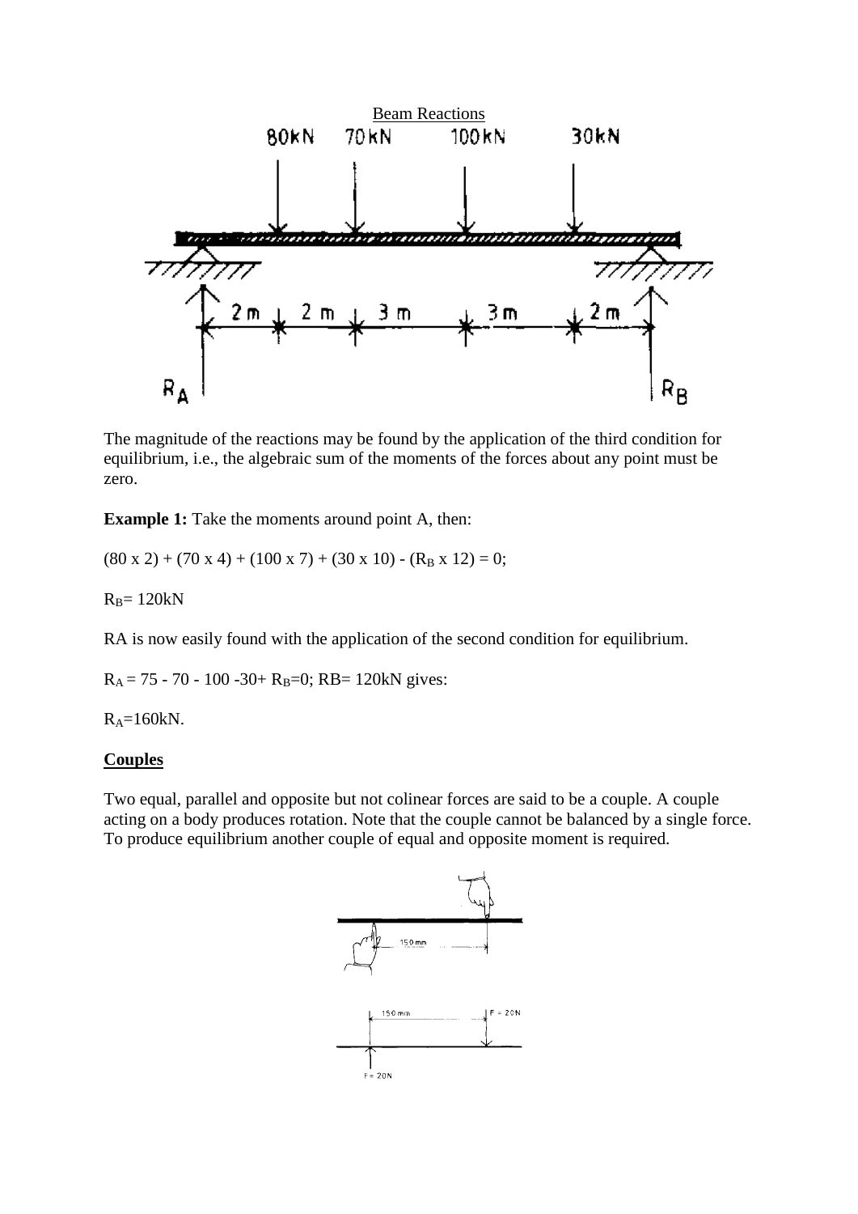Beam Reactions

The magnitude of the reactions may be found by the application of the third condition for equilibrium, i.e., the algebraic sum of the moments of the forces about any point must be zero.

**Example 1:** Take the moments around point A, then:

$(80 \times 2) + (70 \times 4) + (100 \times 7) + (30 \times 10) - (R_B \times 12) = 0$;

$R_B = 120kN$

RA is now easily found with the application of the second condition for equilibrium.

$R_A = 75 - 70 - 100 - 30 + R_B = 0$; RB= 120kN gives:

$R_A = 160kN$.

**Couples**

Two equal, parallel and opposite but not colinear forces are said to be a couple. A couple acting on a body produces rotation. Note that the couple cannot be balanced by a single force. To produce equilibrium another couple of equal and opposite moment is required.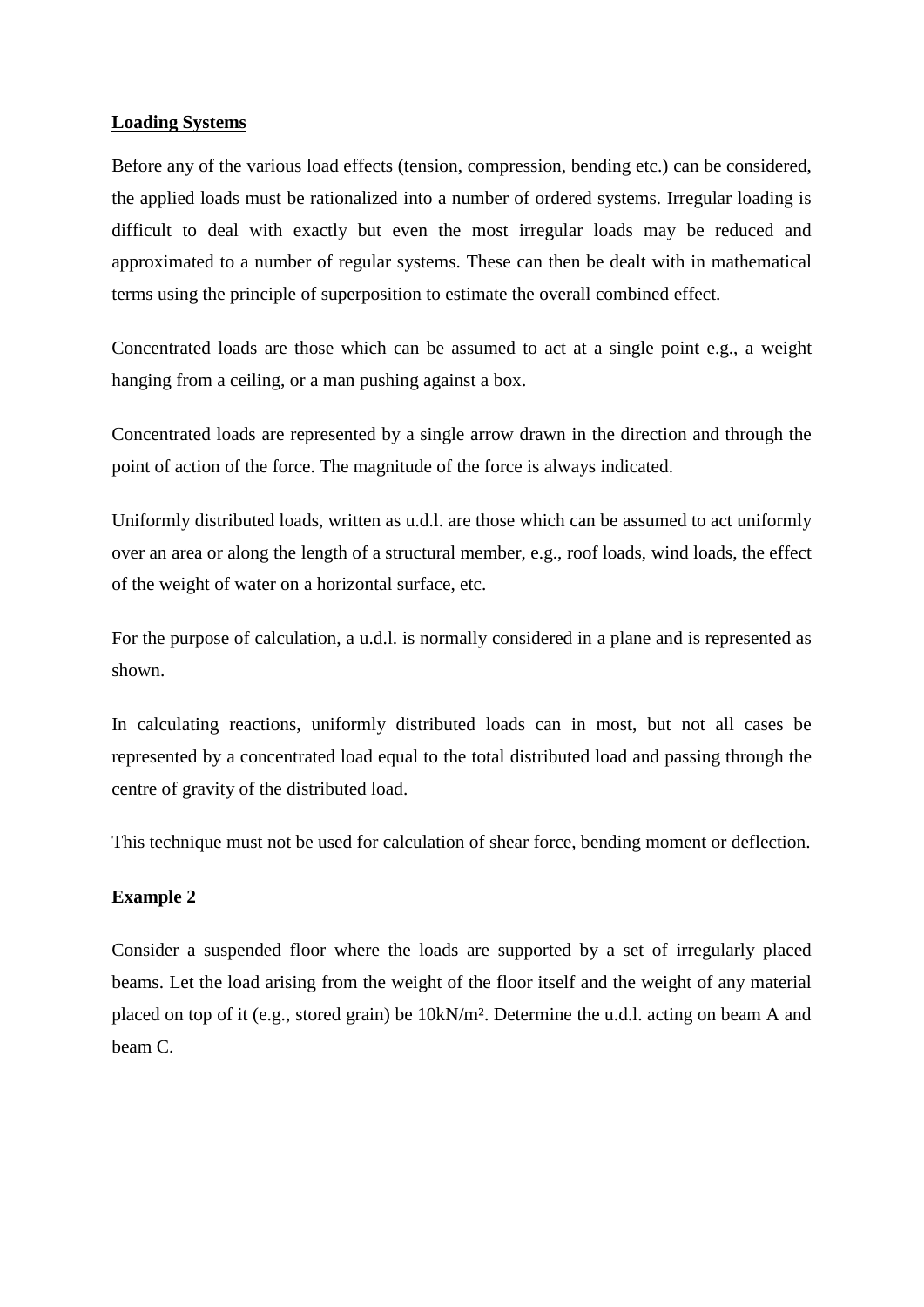## Loading Systems

Before any of the various load effects (tension, compression, bending etc.) can be considered, the applied loads must be rationalized into a number of ordered systems. Irregular loading is difficult to deal with exactly but even the most irregular loads may be reduced and approximated to a number of regular systems. These can then be dealt with in mathematical terms using the principle of superposition to estimate the overall combined effect.

Concentrated loads are those which can be assumed to act at a single point e.g., a weight hanging from a ceiling, or a man pushing against a box.

Concentrated loads are represented by a single arrow drawn in the direction and through the point of action of the force. The magnitude of the force is always indicated.

Uniformly distributed loads, written as u.d.l. are those which can be assumed to act uniformly over an area or along the length of a structural member, e.g., roof loads, wind loads, the effect of the weight of water on a horizontal surface, etc.

For the purpose of calculation, a u.d.l. is normally considered in a plane and is represented as shown.

In calculating reactions, uniformly distributed loads can in most, but not all cases be represented by a concentrated load equal to the total distributed load and passing through the centre of gravity of the distributed load.

This technique must not be used for calculation of shear force, bending moment or deflection.

**Example 2**

Consider a suspended floor where the loads are supported by a set of irregularly placed beams. Let the load arising from the weight of the floor itself and the weight of any material placed on top of it (e.g., stored grain) be $10kN/m^2$. Determine the u.d.l. acting on beam A and beam C.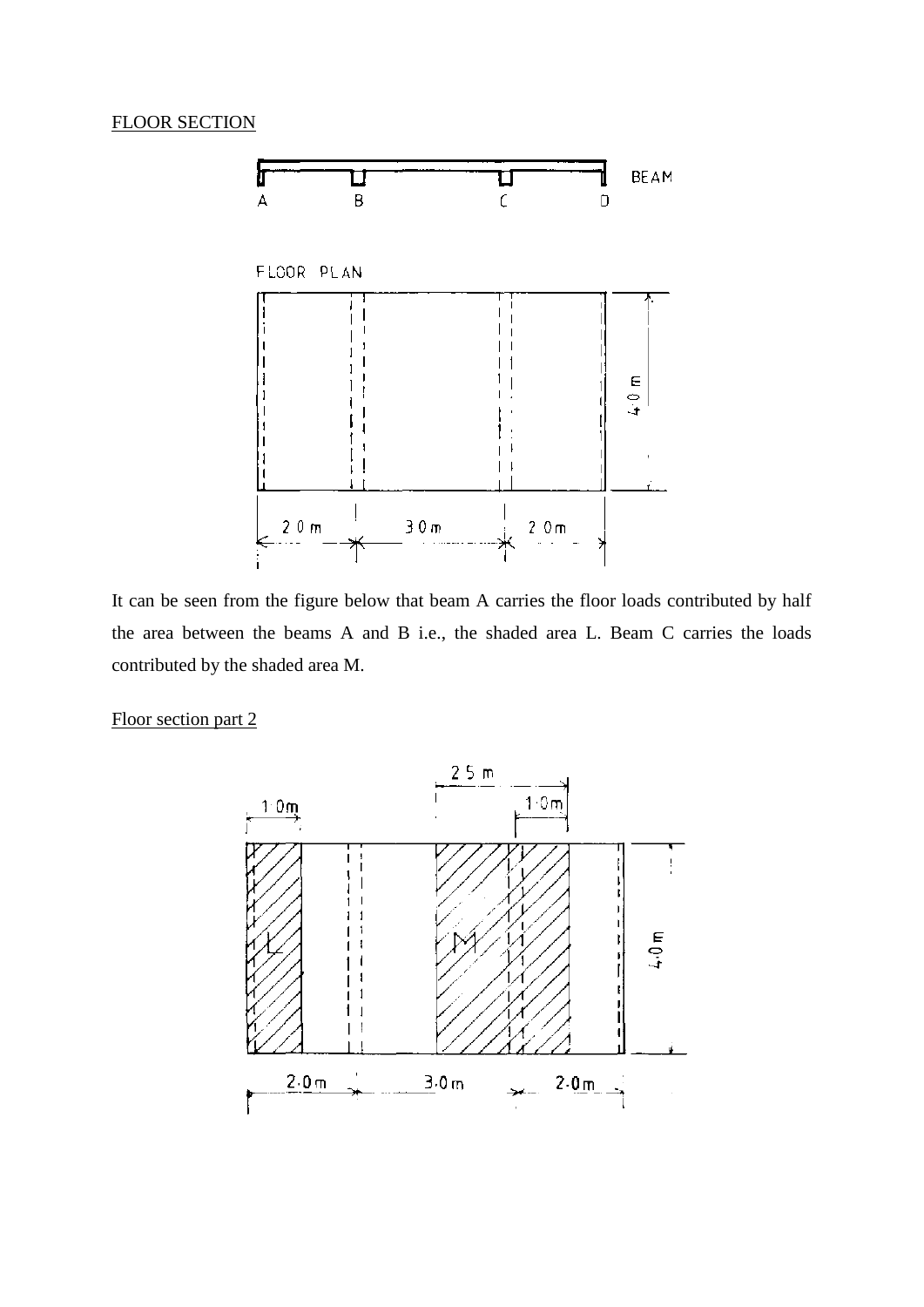FLOOR SECTION

It can be seen from the figure below that beam A carries the floor loads contributed by half the area between the beams A and B i.e., the shaded area L. Beam C carries the loads contributed by the shaded area M.

Floor section part 2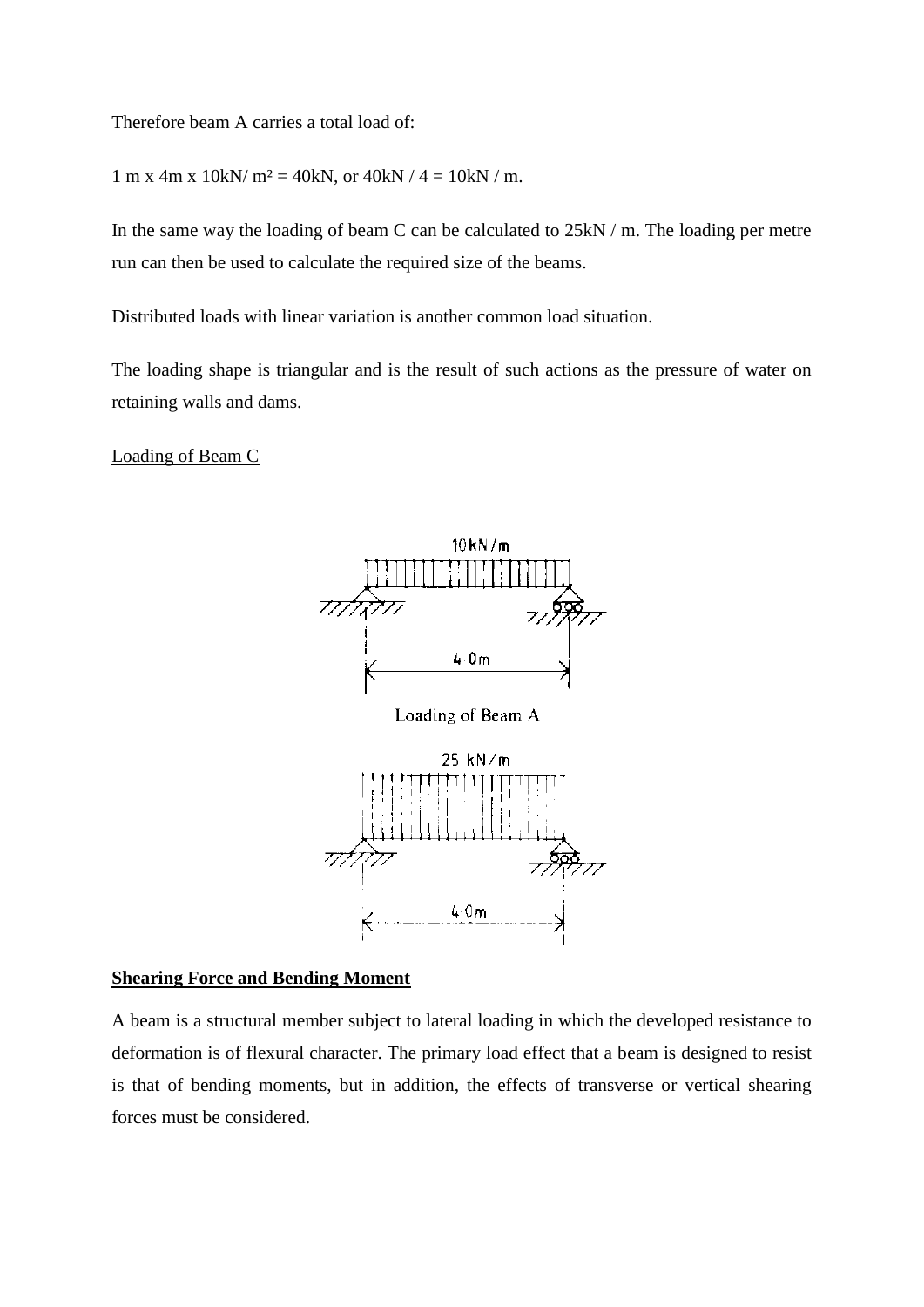Therefore beam A carries a total load of:

1 m x 4m x 10kN/ m² = 40kN, or 40kN / 4 = 10kN / m.

In the same way the loading of beam C can be calculated to 25kN / m. The loading per metre run can then be used to calculate the required size of the beams.

Distributed loads with linear variation is another common load situation.

The loading shape is triangular and is the result of such actions as the pressure of water on retaining walls and dams.

Loading of Beam C

10kN/m

4.0m

Loading of Beam A

25 kN/m

4.0m

**Shearing Force and Bending Moment**

A beam is a structural member subject to lateral loading in which the developed resistance to deformation is of flexural character. The primary load effect that a beam is designed to resist is that of bending moments, but in addition, the effects of transverse or vertical shearing forces must be considered.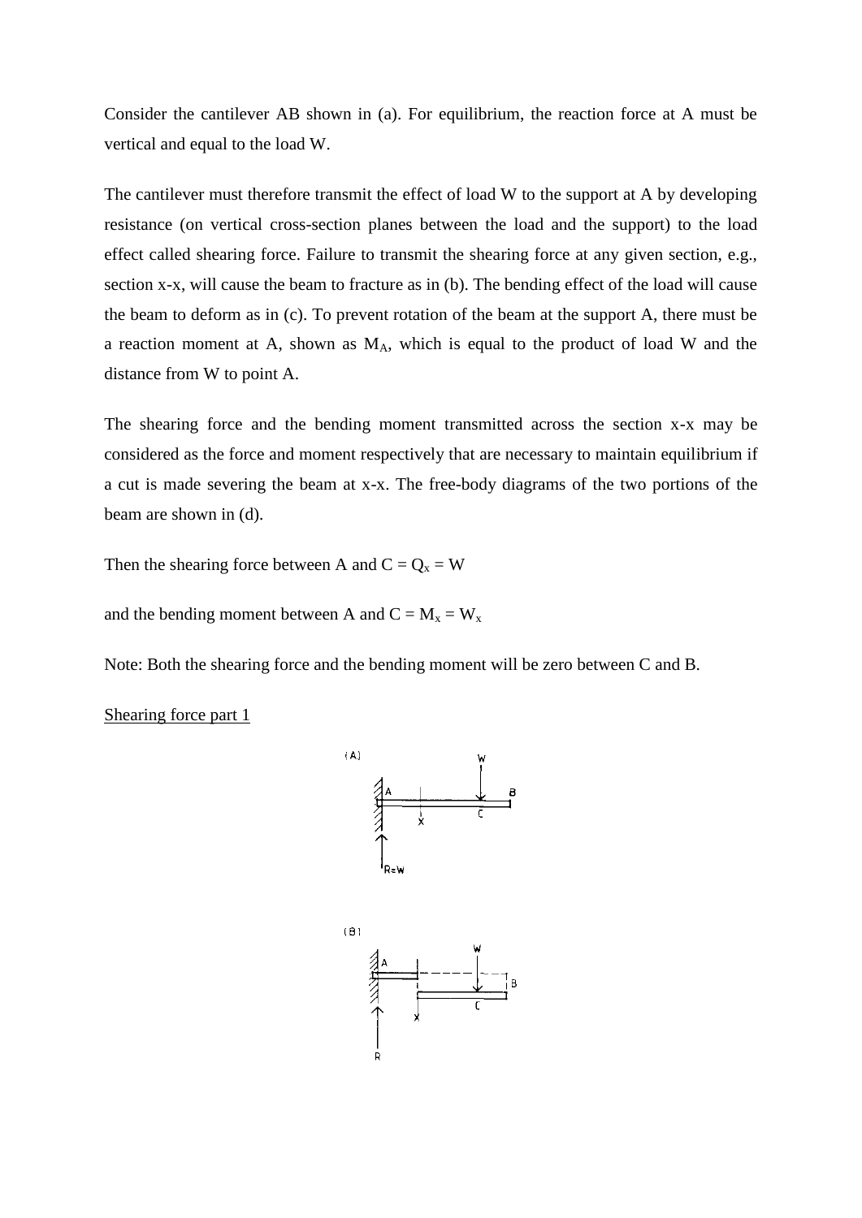Consider the cantilever AB shown in (a). For equilibrium, the reaction force at A must be vertical and equal to the load W.

The cantilever must therefore transmit the effect of load W to the support at A by developing resistance (on vertical cross-section planes between the load and the support) to the load effect called shearing force. Failure to transmit the shearing force at any given section, e.g., section x-x, will cause the beam to fracture as in (b). The bending effect of the load will cause the beam to deform as in (c). To prevent rotation of the beam at the support A, there must be a reaction moment at A, shown as $M_A$, which is equal to the product of load W and the distance from W to point A.

The shearing force and the bending moment transmitted across the section x-x may be considered as the force and moment respectively that are necessary to maintain equilibrium if a cut is made severing the beam at x-x. The free-body diagrams of the two portions of the beam are shown in (d).

Then the shearing force between A and C = $Q_x = W$

and the bending moment between A and C = $M_x = W_x$

Note: Both the shearing force and the bending moment will be zero between C and B.

<u>Shearing force part 1</u>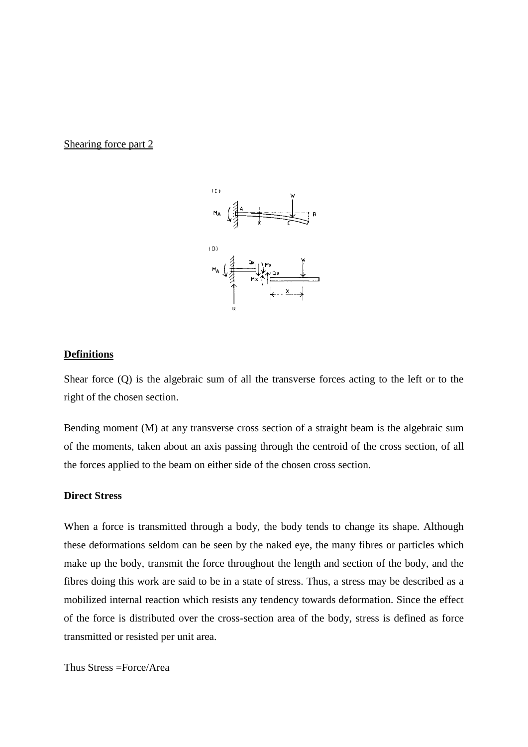Shearing force part 2

**Definitions**

Shear force (Q) is the algebraic sum of all the transverse forces acting to the left or to the right of the chosen section.

Bending moment (M) at any transverse cross section of a straight beam is the algebraic sum of the moments, taken about an axis passing through the centroid of the cross section, of all the forces applied to the beam on either side of the chosen cross section.

**Direct Stress**

When a force is transmitted through a body, the body tends to change its shape. Although these deformations seldom can be seen by the naked eye, the many fibres or particles which make up the body, transmit the force throughout the length and section of the body, and the fibres doing this work are said to be in a state of stress. Thus, a stress may be described as a mobilized internal reaction which resists any tendency towards deformation. Since the effect of the force is distributed over the cross-section area of the body, stress is defined as force transmitted or resisted per unit area.

Thus Stress =Force/Area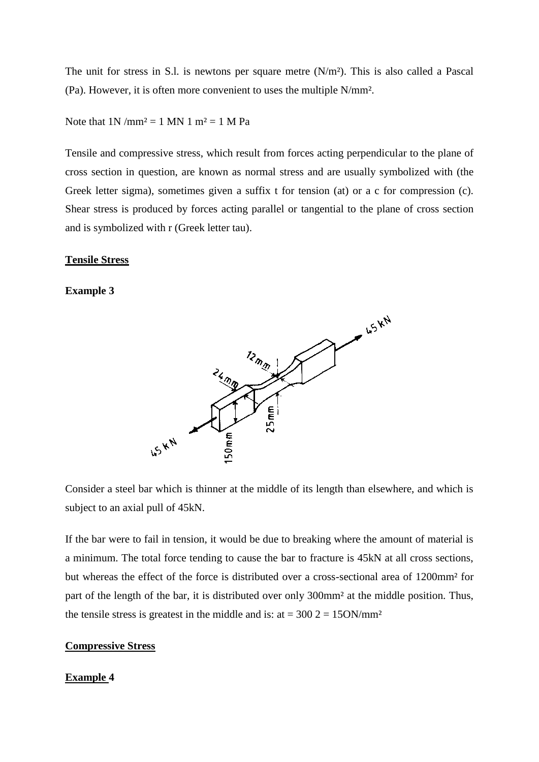The unit for stress in S.l. is newtons per square metre (N/m²). This is also called a Pascal (Pa). However, it is often more convenient to uses the multiple N/mm².

Note that 1N /mm² = 1 MN 1 m² = 1 M Pa

Tensile and compressive stress, which result from forces acting perpendicular to the plane of cross section in question, are known as normal stress and are usually symbolized with (the Greek letter sigma), sometimes given a suffix t for tension (at) or a c for compression (c). Shear stress is produced by forces acting parallel or tangential to the plane of cross section and is symbolized with r (Greek letter tau).

**Tensile Stress**

**Example 3**

Consider a steel bar which is thinner at the middle of its length than elsewhere, and which is subject to an axial pull of 45kN.

If the bar were to fail in tension, it would be due to breaking where the amount of material is a minimum. The total force tending to cause the bar to fracture is 45kN at all cross sections, but whereas the effect of the force is distributed over a cross-sectional area of 1200mm² for part of the length of the bar, it is distributed over only 300mm² at the middle position. Thus, the tensile stress is greatest in the middle and is: at = 300 2 = 15ON/mm²

**Compressive Stress**

**Example 4**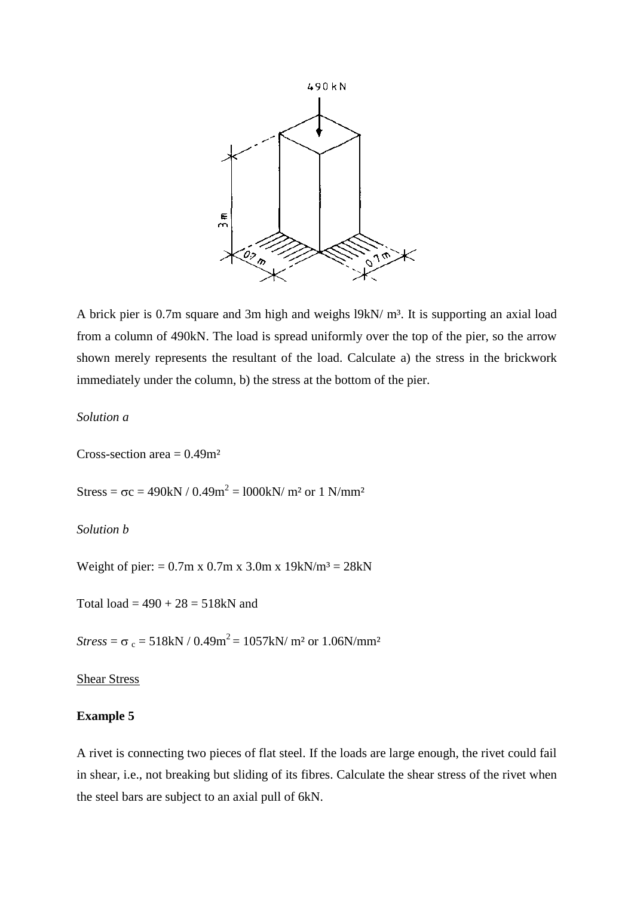A brick pier is 0.7m square and 3m high and weighs l9kN/ m³. It is supporting an axial load from a column of 490kN. The load is spread uniformly over the top of the pier, so the arrow shown merely represents the resultant of the load. Calculate a) the stress in the brickwork immediately under the column, b) the stress at the bottom of the pier.

*Solution a*

Cross-section area = $0.49m^2$

Stress = $\sigma c$ = 490kN / $0.49m^2$ = l000kN/ $m^2$ or 1 N/$mm^2$

*Solution b*

Weight of pier: = 0.7m x 0.7m x 3.0m x 19kN/$m^3$ = 28kN

Total load = 490 + 28 = 518kN and

*Stress* = $\sigma_c$ = 518kN / $0.49m^2$ = 1057kN/ $m^2$ or 1.06N/$mm^2$

Shear Stress

**Example 5**

A rivet is connecting two pieces of flat steel. If the loads are large enough, the rivet could fail in shear, i.e., not breaking but sliding of its fibres. Calculate the shear stress of the rivet when the steel bars are subject to an axial pull of 6kN.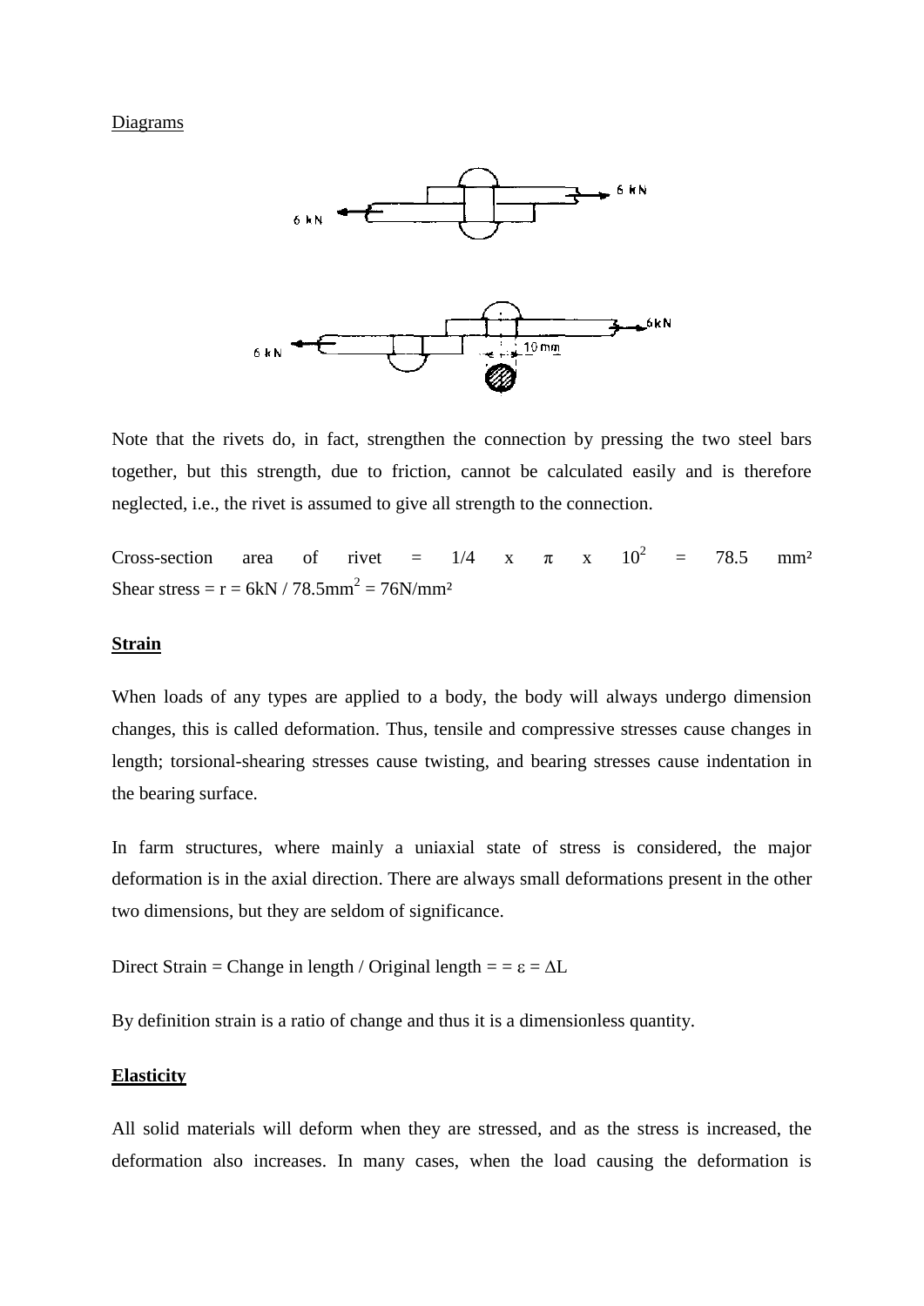Diagrams

Note that the rivets do, in fact, strengthen the connection by pressing the two steel bars together, but this strength, due to friction, cannot be calculated easily and is therefore neglected, i.e., the rivet is assumed to give all strength to the connection.

Cross-section area of rivet = $1/4 \times \pi \times 10^2 = 78.5$ mm²
Shear stress = r = 6kN / 78.5mm$^2$ = 76N/mm²

**Strain**

When loads of any types are applied to a body, the body will always undergo dimension changes, this is called deformation. Thus, tensile and compressive stresses cause changes in length; torsional-shearing stresses cause twisting, and bearing stresses cause indentation in the bearing surface.

In farm structures, where mainly a uniaxial state of stress is considered, the major deformation is in the axial direction. There are always small deformations present in the other two dimensions, but they are seldom of significance.

Direct Strain = Change in length / Original length = = $\varepsilon = \Delta L$

By definition strain is a ratio of change and thus it is a dimensionless quantity.

**Elasticity**

All solid materials will deform when they are stressed, and as the stress is increased, the deformation also increases. In many cases, when the load causing the deformation is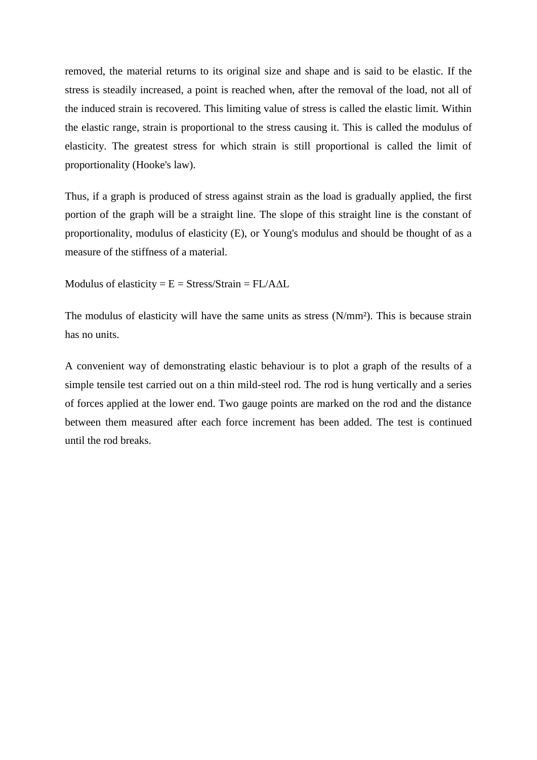removed, the material returns to its original size and shape and is said to be elastic. If the stress is steadily increased, a point is reached when, after the removal of the load, not all of the induced strain is recovered. This limiting value of stress is called the elastic limit. Within the elastic range, strain is proportional to the stress causing it. This is called the modulus of elasticity. The greatest stress for which strain is still proportional is called the limit of proportionality (Hooke's law).

Thus, if a graph is produced of stress against strain as the load is gradually applied, the first portion of the graph will be a straight line. The slope of this straight line is the constant of proportionality, modulus of elasticity (E), or Young's modulus and should be thought of as a measure of the stiffness of a material.

Modulus of elasticity = $E$ = Stress/Strain = $FL/A\Delta L$

The modulus of elasticity will have the same units as stress ($N/mm^2$). This is because strain has no units.

A convenient way of demonstrating elastic behaviour is to plot a graph of the results of a simple tensile test carried out on a thin mild-steel rod. The rod is hung vertically and a series of forces applied at the lower end. Two gauge points are marked on the rod and the distance between them measured after each force increment has been added. The test is continued until the rod breaks.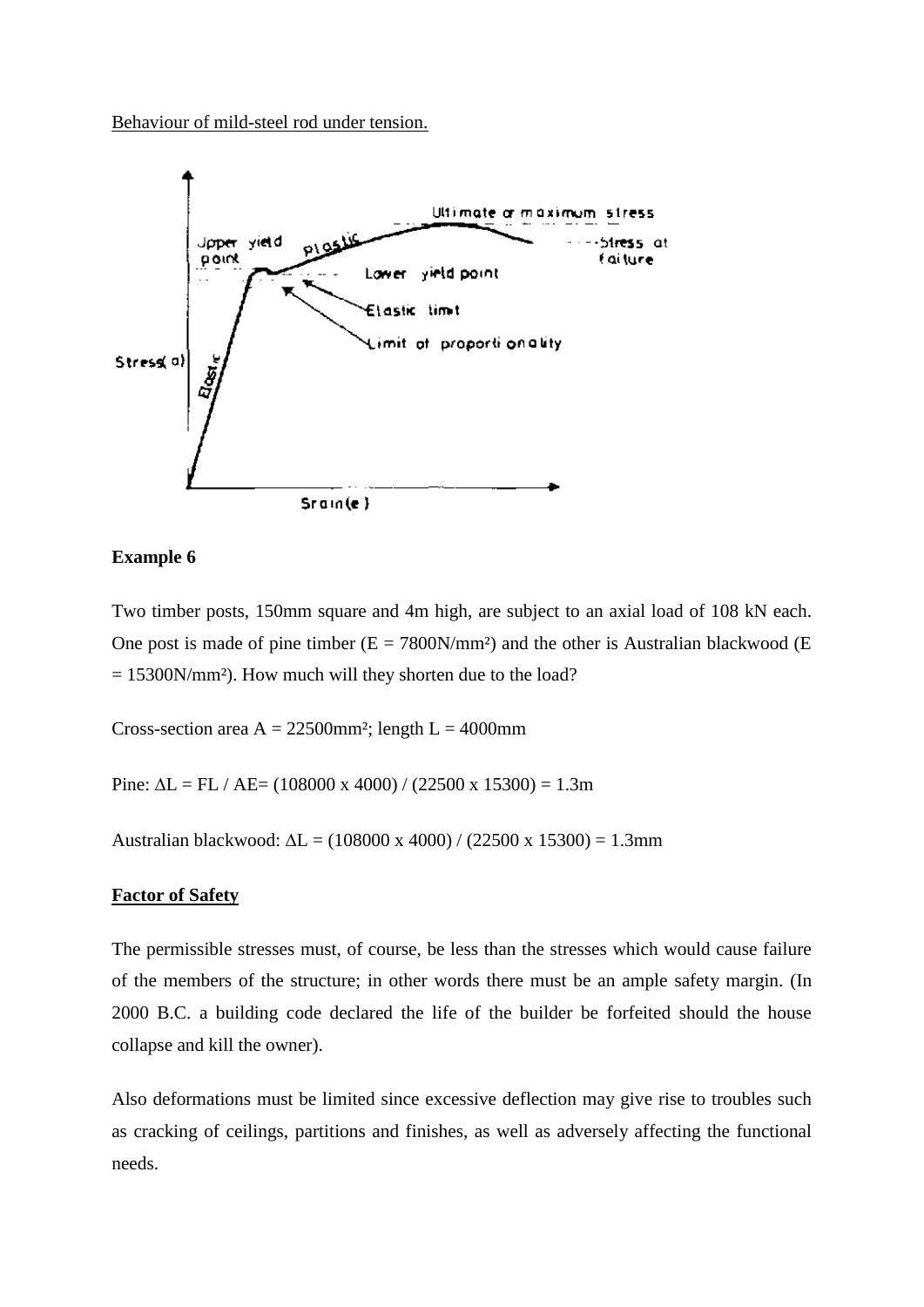Behaviour of mild-steel rod under tension.

**Example 6**

Two timber posts, 150mm square and 4m high, are subject to an axial load of 108 kN each. One post is made of pine timber (E = 7800N/mm²) and the other is Australian blackwood (E = 15300N/mm²). How much will they shorten due to the load?

Cross-section area A = 22500mm²; length L = 4000mm

Pine: $\Delta L = FL / AE = (108000 \times 4000) / (22500 \times 15300) = 1.3$m

Australian blackwood: $\Delta L = (108000 \times 4000) / (22500 \times 15300) = 1.3$mm

**Factor of Safety**

The permissible stresses must, of course, be less than the stresses which would cause failure of the members of the structure; in other words there must be an ample safety margin. (In 2000 B.C. a building code declared the life of the builder be forfeited should the house collapse and kill the owner).

Also deformations must be limited since excessive deflection may give rise to troubles such as cracking of ceilings, partitions and finishes, as well as adversely affecting the functional needs.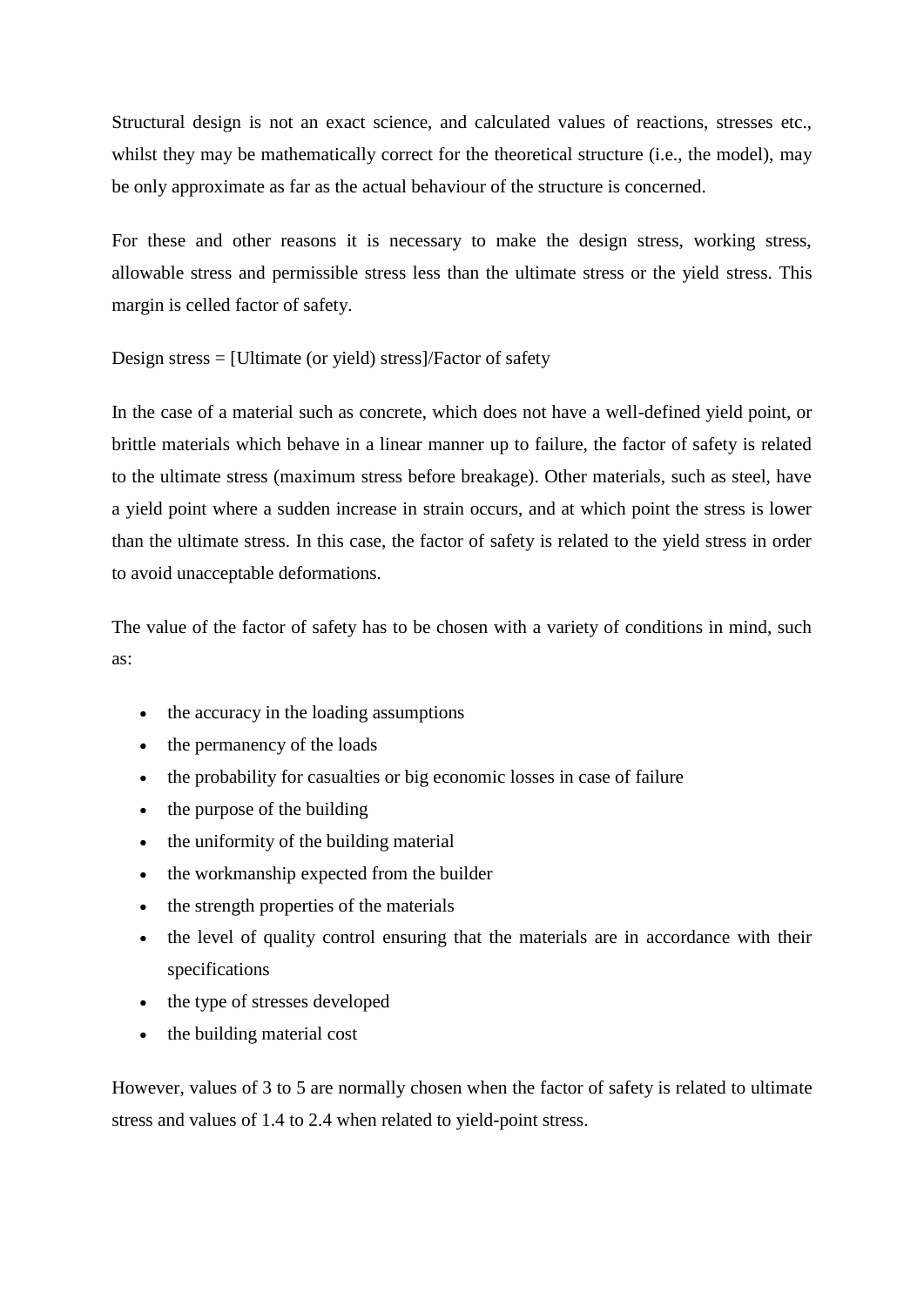Structural design is not an exact science, and calculated values of reactions, stresses etc., whilst they may be mathematically correct for the theoretical structure (i.e., the model), may be only approximate as far as the actual behaviour of the structure is concerned.

For these and other reasons it is necessary to make the design stress, working stress, allowable stress and permissible stress less than the ultimate stress or the yield stress. This margin is celled factor of safety.

Design stress = [Ultimate (or yield) stress]/Factor of safety

In the case of a material such as concrete, which does not have a well-defined yield point, or brittle materials which behave in a linear manner up to failure, the factor of safety is related to the ultimate stress (maximum stress before breakage). Other materials, such as steel, have a yield point where a sudden increase in strain occurs, and at which point the stress is lower than the ultimate stress. In this case, the factor of safety is related to the yield stress in order to avoid unacceptable deformations.

The value of the factor of safety has to be chosen with a variety of conditions in mind, such as:

- the accuracy in the loading assumptions
- the permanency of the loads
- the probability for casualties or big economic losses in case of failure
- the purpose of the building
- the uniformity of the building material
- the workmanship expected from the builder
- the strength properties of the materials
- the level of quality control ensuring that the materials are in accordance with their specifications
- the type of stresses developed
- the building material cost

However, values of 3 to 5 are normally chosen when the factor of safety is related to ultimate stress and values of 1.4 to 2.4 when related to yield-point stress.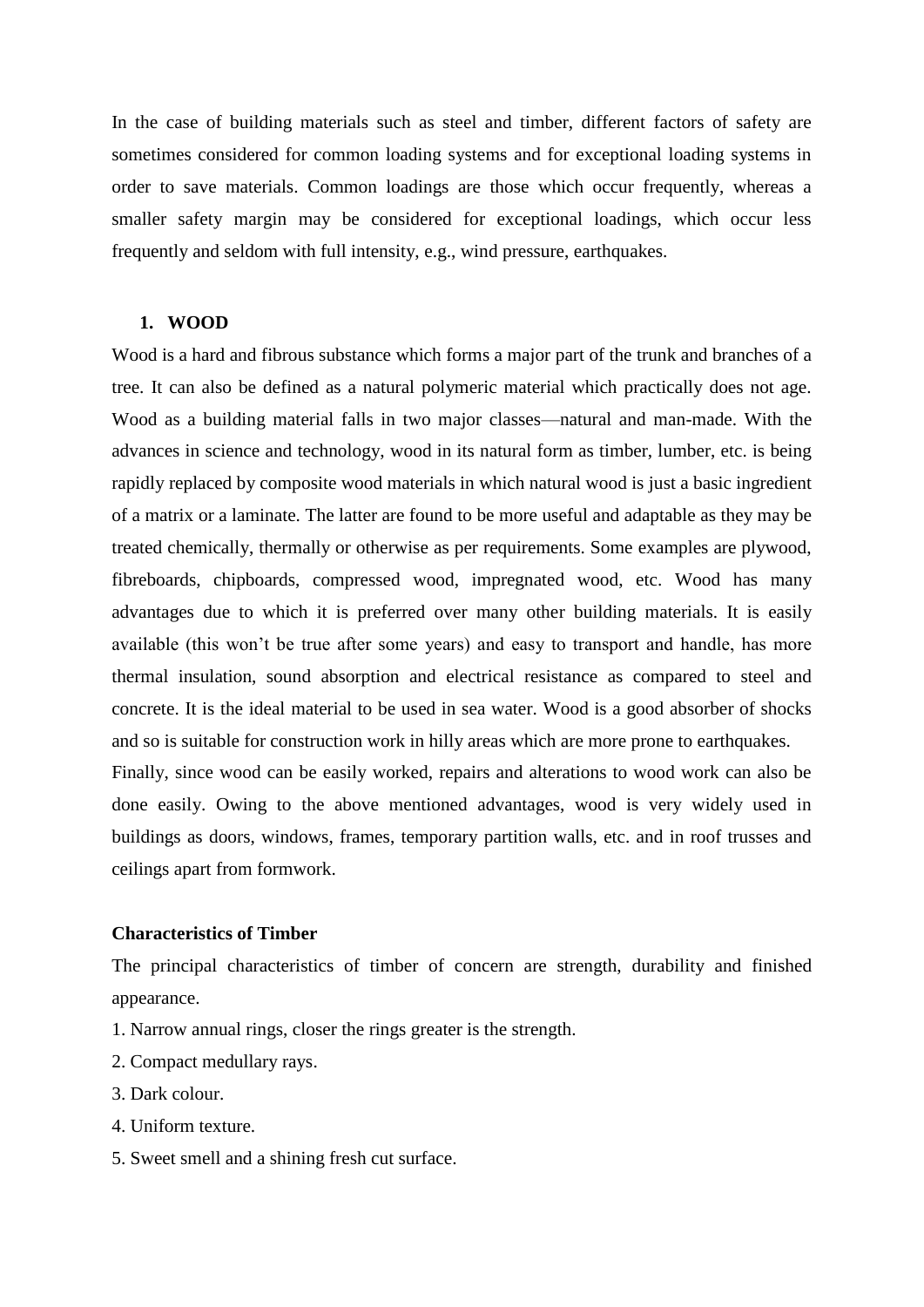In the case of building materials such as steel and timber, different factors of safety are sometimes considered for common loading systems and for exceptional loading systems in order to save materials. Common loadings are those which occur frequently, whereas a smaller safety margin may be considered for exceptional loadings, which occur less frequently and seldom with full intensity, e.g., wind pressure, earthquakes.

## 1. WOOD

Wood is a hard and fibrous substance which forms a major part of the trunk and branches of a tree. It can also be defined as a natural polymeric material which practically does not age. Wood as a building material falls in two major classes—natural and man-made. With the advances in science and technology, wood in its natural form as timber, lumber, etc. is being rapidly replaced by composite wood materials in which natural wood is just a basic ingredient of a matrix or a laminate. The latter are found to be more useful and adaptable as they may be treated chemically, thermally or otherwise as per requirements. Some examples are plywood, fibreboards, chipboards, compressed wood, impregnated wood, etc. Wood has many advantages due to which it is preferred over many other building materials. It is easily available (this won't be true after some years) and easy to transport and handle, has more thermal insulation, sound absorption and electrical resistance as compared to steel and concrete. It is the ideal material to be used in sea water. Wood is a good absorber of shocks and so is suitable for construction work in hilly areas which are more prone to earthquakes.
Finally, since wood can be easily worked, repairs and alterations to wood work can also be done easily. Owing to the above mentioned advantages, wood is very widely used in buildings as doors, windows, frames, temporary partition walls, etc. and in roof trusses and ceilings apart from formwork.

**Characteristics of Timber**

The principal characteristics of timber of concern are strength, durability and finished appearance.

1. Narrow annual rings, closer the rings greater is the strength.
2. Compact medullary rays.
3. Dark colour.
4. Uniform texture.
5. Sweet smell and a shining fresh cut surface.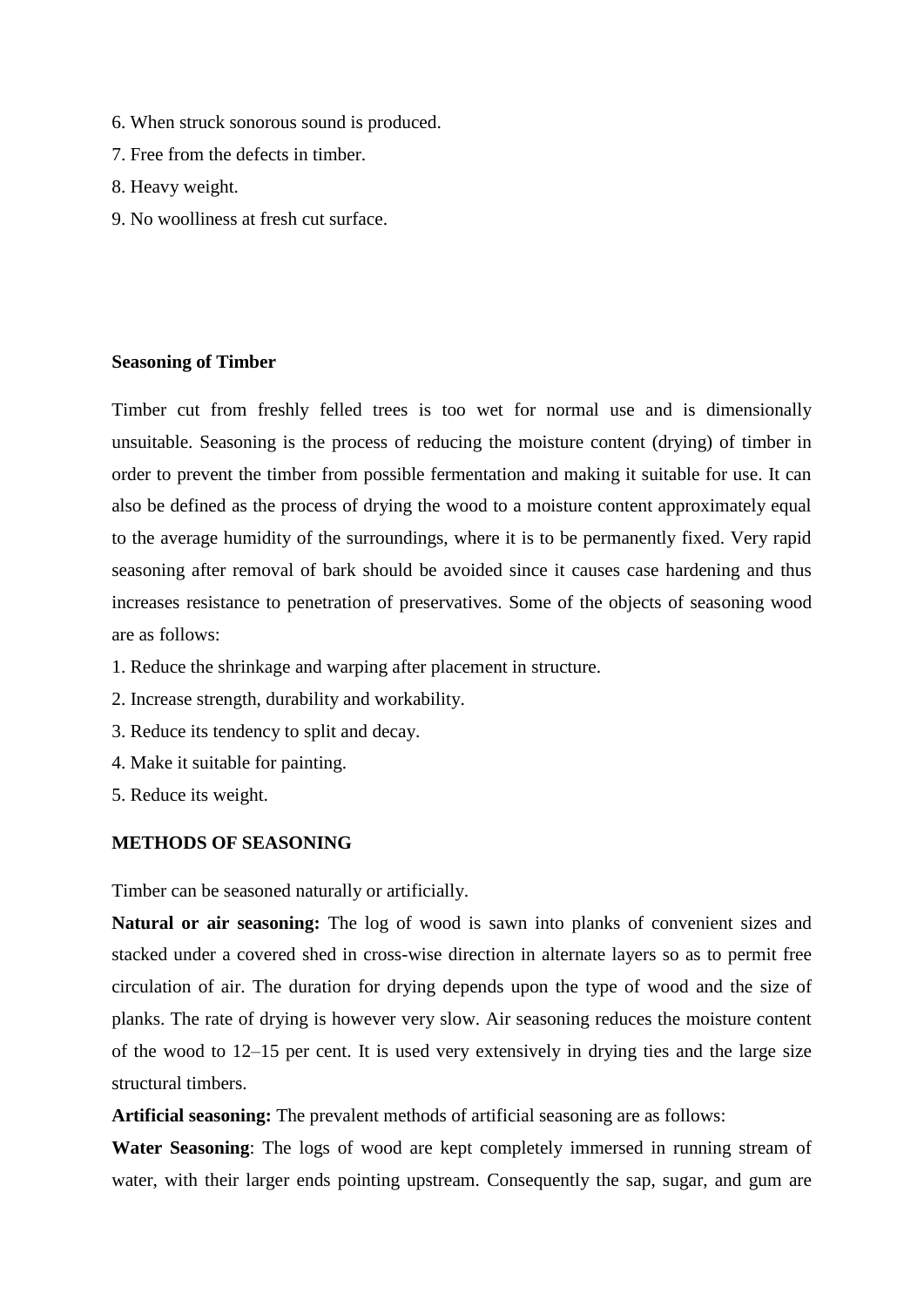6. When struck sonorous sound is produced.
7. Free from the defects in timber.
8. Heavy weight.
9. No woolliness at fresh cut surface.

**Seasoning of Timber**

Timber cut from freshly felled trees is too wet for normal use and is dimensionally unsuitable. Seasoning is the process of reducing the moisture content (drying) of timber in order to prevent the timber from possible fermentation and making it suitable for use. It can also be defined as the process of drying the wood to a moisture content approximately equal to the average humidity of the surroundings, where it is to be permanently fixed. Very rapid seasoning after removal of bark should be avoided since it causes case hardening and thus increases resistance to penetration of preservatives. Some of the objects of seasoning wood are as follows:

1. Reduce the shrinkage and warping after placement in structure.
2. Increase strength, durability and workability.
3. Reduce its tendency to split and decay.
4. Make it suitable for painting.
5. Reduce its weight.

**METHODS OF SEASONING**

Timber can be seasoned naturally or artificially.

**Natural or air seasoning:** The log of wood is sawn into planks of convenient sizes and stacked under a covered shed in cross-wise direction in alternate layers so as to permit free circulation of air. The duration for drying depends upon the type of wood and the size of planks. The rate of drying is however very slow. Air seasoning reduces the moisture content of the wood to 12–15 per cent. It is used very extensively in drying ties and the large size structural timbers.

**Artificial seasoning:** The prevalent methods of artificial seasoning are as follows:

**Water Seasoning**: The logs of wood are kept completely immersed in running stream of water, with their larger ends pointing upstream. Consequently the sap, sugar, and gum are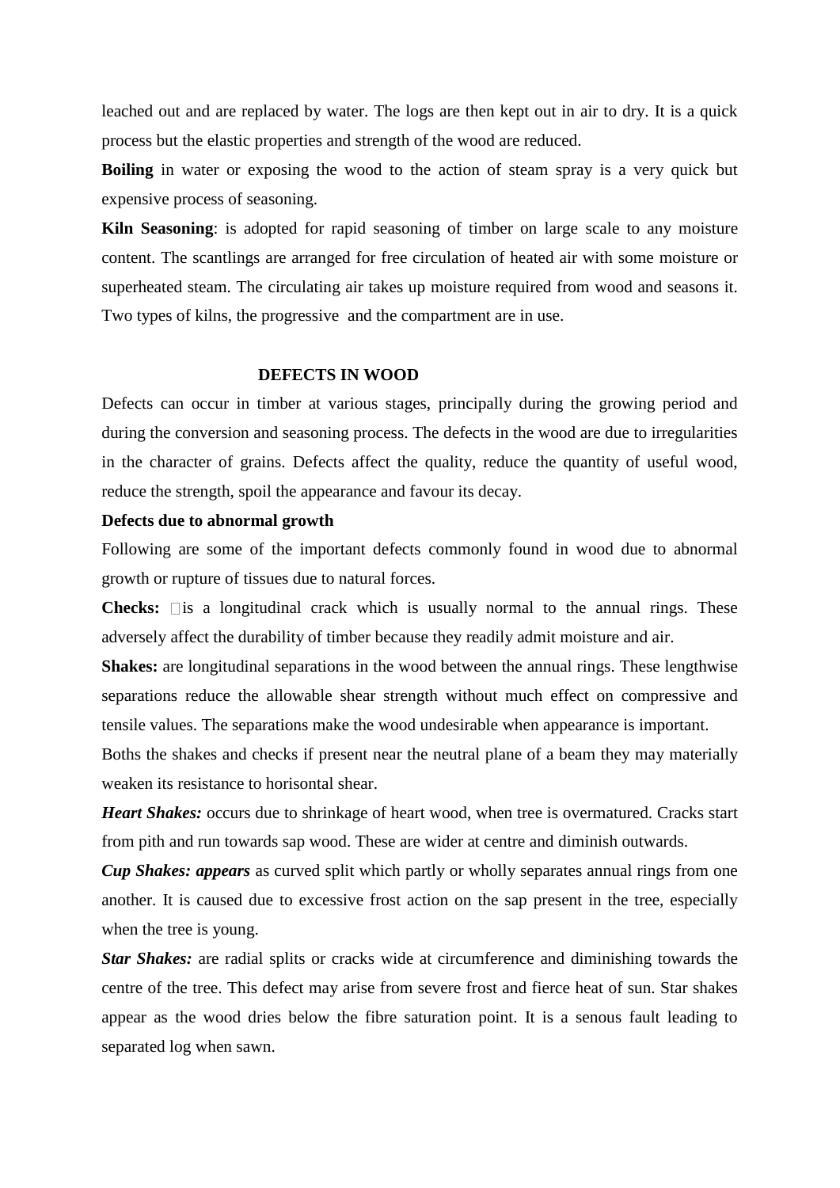leached out and are replaced by water. The logs are then kept out in air to dry. It is a quick process but the elastic properties and strength of the wood are reduced.

**Boiling** in water or exposing the wood to the action of steam spray is a very quick but expensive process of seasoning.

**Kiln Seasoning**: is adopted for rapid seasoning of timber on large scale to any moisture content. The scantlings are arranged for free circulation of heated air with some moisture or superheated steam. The circulating air takes up moisture required from wood and seasons it. Two types of kilns, the progressive and the compartment are in use.

## DEFECTS IN WOOD

Defects can occur in timber at various stages, principally during the growing period and during the conversion and seasoning process. The defects in the wood are due to irregularities in the character of grains. Defects affect the quality, reduce the quantity of useful wood, reduce the strength, spoil the appearance and favour its decay.

**Defects due to abnormal growth**

Following are some of the important defects commonly found in wood due to abnormal growth or rupture of tissues due to natural forces.

**Checks:** is a longitudinal crack which is usually normal to the annual rings. These adversely affect the durability of timber because they readily admit moisture and air.

**Shakes:** are longitudinal separations in the wood between the annual rings. These lengthwise separations reduce the allowable shear strength without much effect on compressive and tensile values. The separations make the wood undesirable when appearance is important.

Boths the shakes and checks if present near the neutral plane of a beam they may materially weaken its resistance to horisontal shear.

***Heart Shakes:*** occurs due to shrinkage of heart wood, when tree is overmatured. Cracks start from pith and run towards sap wood. These are wider at centre and diminish outwards.

***Cup Shakes: appears*** as curved split which partly or wholly separates annual rings from one another. It is caused due to excessive frost action on the sap present in the tree, especially when the tree is young.

***Star Shakes:*** are radial splits or cracks wide at circumference and diminishing towards the centre of the tree. This defect may arise from severe frost and fierce heat of sun. Star shakes appear as the wood dries below the fibre saturation point. It is a senous fault leading to separated log when sawn.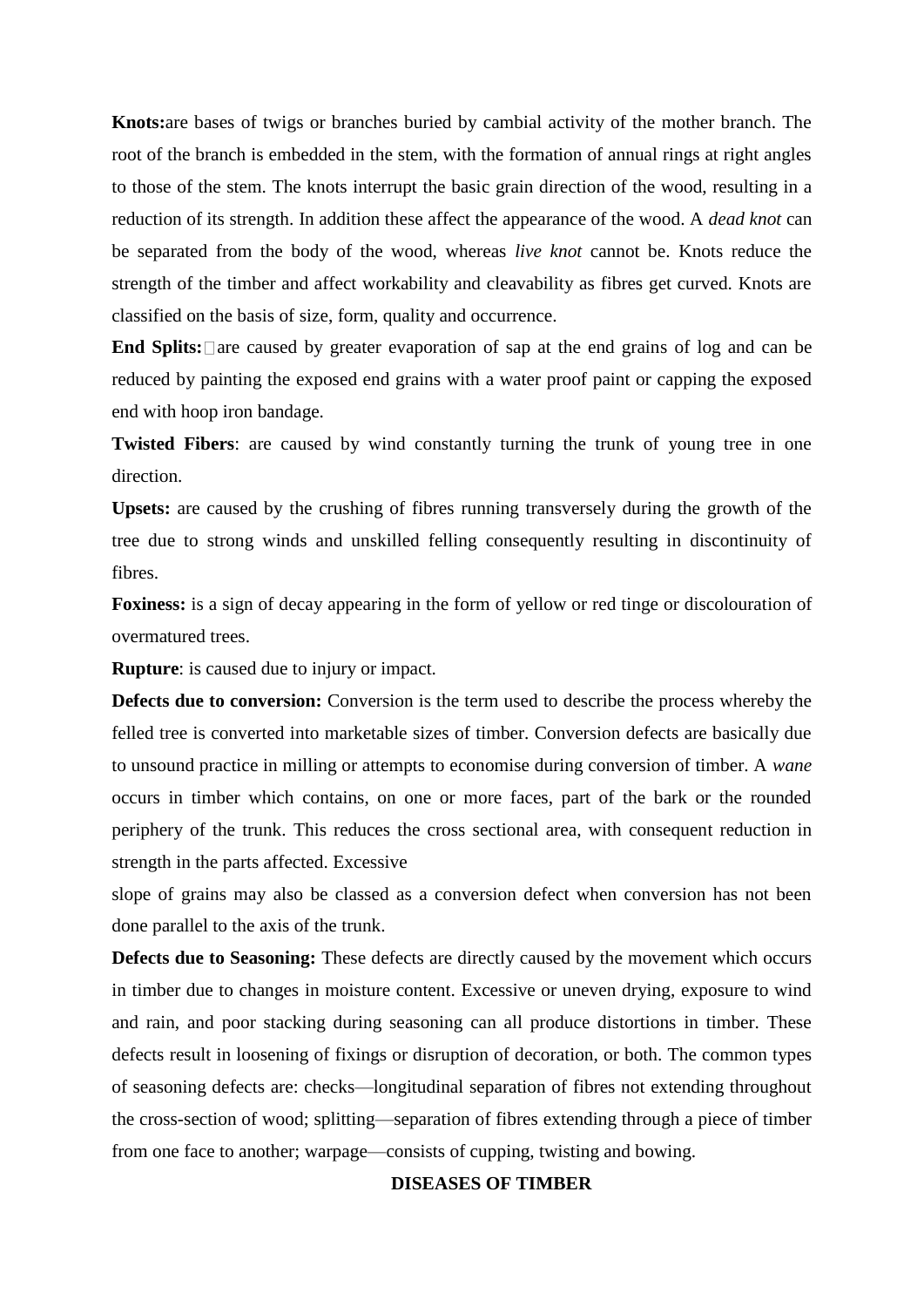**Knots:**are bases of twigs or branches buried by cambial activity of the mother branch. The root of the branch is embedded in the stem, with the formation of annual rings at right angles to those of the stem. The knots interrupt the basic grain direction of the wood, resulting in a reduction of its strength. In addition these affect the appearance of the wood. A *dead knot* can be separated from the body of the wood, whereas *live knot* cannot be. Knots reduce the strength of the timber and affect workability and cleavability as fibres get curved. Knots are classified on the basis of size, form, quality and occurrence.

**End Splits:** are caused by greater evaporation of sap at the end grains of log and can be reduced by painting the exposed end grains with a water proof paint or capping the exposed end with hoop iron bandage.

**Twisted Fibers**: are caused by wind constantly turning the trunk of young tree in one direction.

**Upsets:** are caused by the crushing of fibres running transversely during the growth of the tree due to strong winds and unskilled felling consequently resulting in discontinuity of fibres.

**Foxiness:** is a sign of decay appearing in the form of yellow or red tinge or discolouration of overmatured trees.

**Rupture**: is caused due to injury or impact.

**Defects due to conversion:** Conversion is the term used to describe the process whereby the felled tree is converted into marketable sizes of timber. Conversion defects are basically due to unsound practice in milling or attempts to economise during conversion of timber. A *wane* occurs in timber which contains, on one or more faces, part of the bark or the rounded periphery of the trunk. This reduces the cross sectional area, with consequent reduction in strength in the parts affected. Excessive slope of grains may also be classed as a conversion defect when conversion has not been done parallel to the axis of the trunk.

**Defects due to Seasoning:** These defects are directly caused by the movement which occurs in timber due to changes in moisture content. Excessive or uneven drying, exposure to wind and rain, and poor stacking during seasoning can all produce distortions in timber. These defects result in loosening of fixings or disruption of decoration, or both. The common types of seasoning defects are: checks—longitudinal separation of fibres not extending throughout the cross-section of wood; splitting—separation of fibres extending through a piece of timber from one face to another; warpage—consists of cupping, twisting and bowing.

**DISEASES OF TIMBER**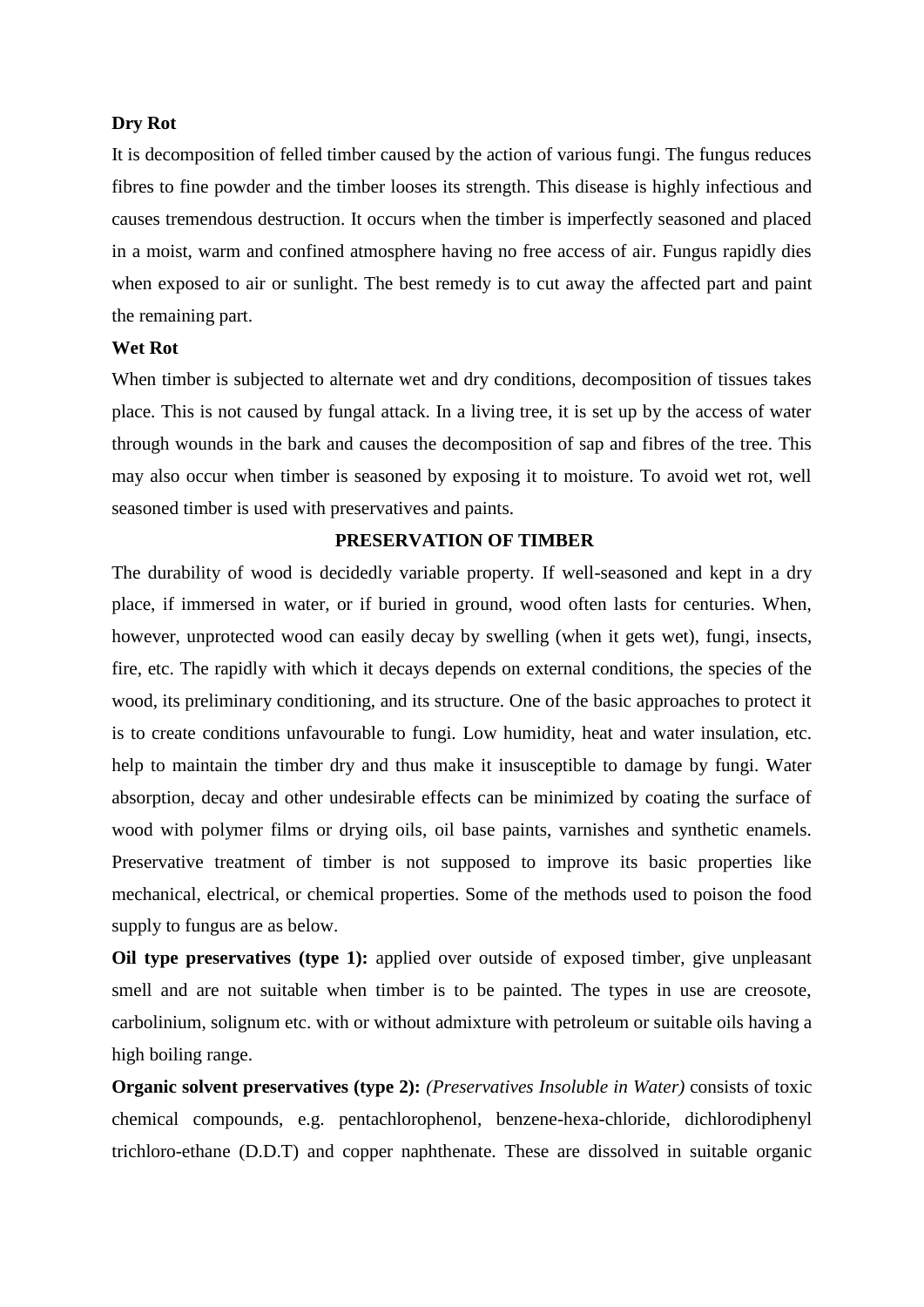**Dry Rot**

It is decomposition of felled timber caused by the action of various fungi. The fungus reduces fibres to fine powder and the timber looses its strength. This disease is highly infectious and causes tremendous destruction. It occurs when the timber is imperfectly seasoned and placed in a moist, warm and confined atmosphere having no free access of air. Fungus rapidly dies when exposed to air or sunlight. The best remedy is to cut away the affected part and paint the remaining part.

**Wet Rot**

When timber is subjected to alternate wet and dry conditions, decomposition of tissues takes place. This is not caused by fungal attack. In a living tree, it is set up by the access of water through wounds in the bark and causes the decomposition of sap and fibres of the tree. This may also occur when timber is seasoned by exposing it to moisture. To avoid wet rot, well seasoned timber is used with preservatives and paints.

## PRESERVATION OF TIMBER

The durability of wood is decidedly variable property. If well-seasoned and kept in a dry place, if immersed in water, or if buried in ground, wood often lasts for centuries. When, however, unprotected wood can easily decay by swelling (when it gets wet), fungi, insects, fire, etc. The rapidly with which it decays depends on external conditions, the species of the wood, its preliminary conditioning, and its structure. One of the basic approaches to protect it is to create conditions unfavourable to fungi. Low humidity, heat and water insulation, etc. help to maintain the timber dry and thus make it insusceptible to damage by fungi. Water absorption, decay and other undesirable effects can be minimized by coating the surface of wood with polymer films or drying oils, oil base paints, varnishes and synthetic enamels. Preservative treatment of timber is not supposed to improve its basic properties like mechanical, electrical, or chemical properties. Some of the methods used to poison the food supply to fungus are as below.

**Oil type preservatives (type 1):** applied over outside of exposed timber, give unpleasant smell and are not suitable when timber is to be painted. The types in use are creosote, carbolinium, solignum etc. with or without admixture with petroleum or suitable oils having a high boiling range.

**Organic solvent preservatives (type 2):** *(Preservatives Insoluble in Water)* consists of toxic chemical compounds, e.g. pentachlorophenol, benzene-hexa-chloride, dichlorodiphenyl trichloro-ethane (D.D.T) and copper naphthenate. These are dissolved in suitable organic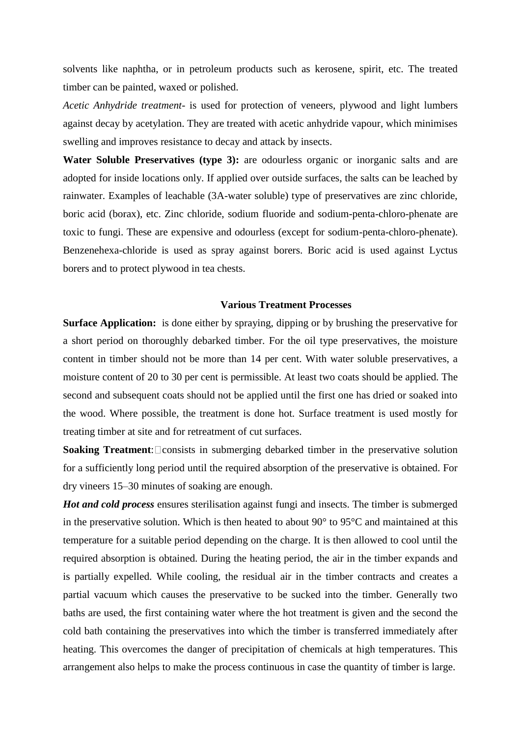solvents like naphtha, or in petroleum products such as kerosene, spirit, etc. The treated timber can be painted, waxed or polished.

*Acetic Anhydride treatment*- is used for protection of veneers, plywood and light lumbers against decay by acetylation. They are treated with acetic anhydride vapour, which minimises swelling and improves resistance to decay and attack by insects.

**Water Soluble Preservatives (type 3):** are odourless organic or inorganic salts and are adopted for inside locations only. If applied over outside surfaces, the salts can be leached by rainwater. Examples of leachable (3A-water soluble) type of preservatives are zinc chloride, boric acid (borax), etc. Zinc chloride, sodium fluoride and sodium-penta-chloro-phenate are toxic to fungi. These are expensive and odourless (except for sodium-penta-chloro-phenate). Benzenehexa-chloride is used as spray against borers. Boric acid is used against Lyctus borers and to protect plywood in tea chests.

### Various Treatment Processes

**Surface Application:** is done either by spraying, dipping or by brushing the preservative for a short period on thoroughly debarked timber. For the oil type preservatives, the moisture content in timber should not be more than 14 per cent. With water soluble preservatives, a moisture content of 20 to 30 per cent is permissible. At least two coats should be applied. The second and subsequent coats should not be applied until the first one has dried or soaked into the wood. Where possible, the treatment is done hot. Surface treatment is used mostly for treating timber at site and for retreatment of cut surfaces.

**Soaking Treatment**: consists in submerging debarked timber in the preservative solution for a sufficiently long period until the required absorption of the preservative is obtained. For dry vineers 15–30 minutes of soaking are enough.

***Hot and cold process*** ensures sterilisation against fungi and insects. The timber is submerged in the preservative solution. Which is then heated to about 90° to 95°C and maintained at this temperature for a suitable period depending on the charge. It is then allowed to cool until the required absorption is obtained. During the heating period, the air in the timber expands and is partially expelled. While cooling, the residual air in the timber contracts and creates a partial vacuum which causes the preservative to be sucked into the timber. Generally two baths are used, the first containing water where the hot treatment is given and the second the cold bath containing the preservatives into which the timber is transferred immediately after heating. This overcomes the danger of precipitation of chemicals at high temperatures. This arrangement also helps to make the process continuous in case the quantity of timber is large.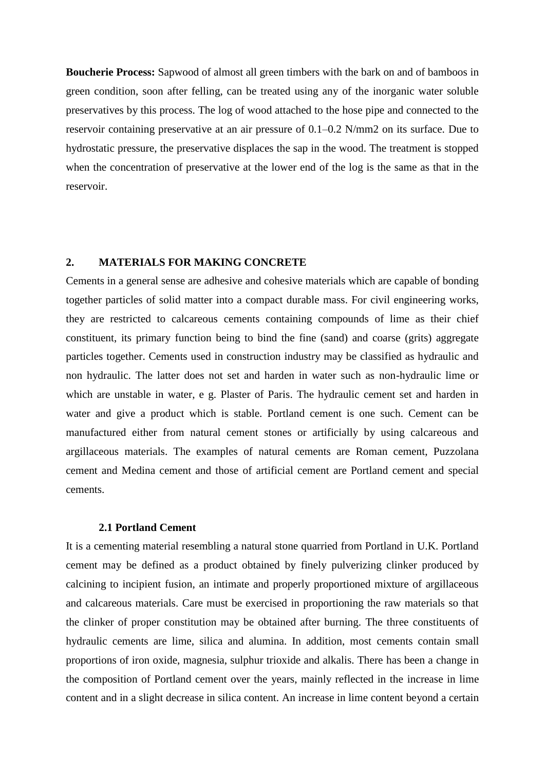**Boucherie Process:** Sapwood of almost all green timbers with the bark on and of bamboos in green condition, soon after felling, can be treated using any of the inorganic water soluble preservatives by this process. The log of wood attached to the hose pipe and connected to the reservoir containing preservative at an air pressure of 0.1–0.2 N/mm2 on its surface. Due to hydrostatic pressure, the preservative displaces the sap in the wood. The treatment is stopped when the concentration of preservative at the lower end of the log is the same as that in the reservoir.

## 2. MATERIALS FOR MAKING CONCRETE

Cements in a general sense are adhesive and cohesive materials which are capable of bonding together particles of solid matter into a compact durable mass. For civil engineering works, they are restricted to calcareous cements containing compounds of lime as their chief constituent, its primary function being to bind the fine (sand) and coarse (grits) aggregate particles together. Cements used in construction industry may be classified as hydraulic and non hydraulic. The latter does not set and harden in water such as non-hydraulic lime or which are unstable in water, e g. Plaster of Paris. The hydraulic cement set and harden in water and give a product which is stable. Portland cement is one such. Cement can be manufactured either from natural cement stones or artificially by using calcareous and argillaceous materials. The examples of natural cements are Roman cement, Puzzolana cement and Medina cement and those of artificial cement are Portland cement and special cements.

### 2.1 Portland Cement

It is a cementing material resembling a natural stone quarried from Portland in U.K. Portland cement may be defined as a product obtained by finely pulverizing clinker produced by calcining to incipient fusion, an intimate and properly proportioned mixture of argillaceous and calcareous materials. Care must be exercised in proportioning the raw materials so that the clinker of proper constitution may be obtained after burning. The three constituents of hydraulic cements are lime, silica and alumina. In addition, most cements contain small proportions of iron oxide, magnesia, sulphur trioxide and alkalis. There has been a change in the composition of Portland cement over the years, mainly reflected in the increase in lime content and in a slight decrease in silica content. An increase in lime content beyond a certain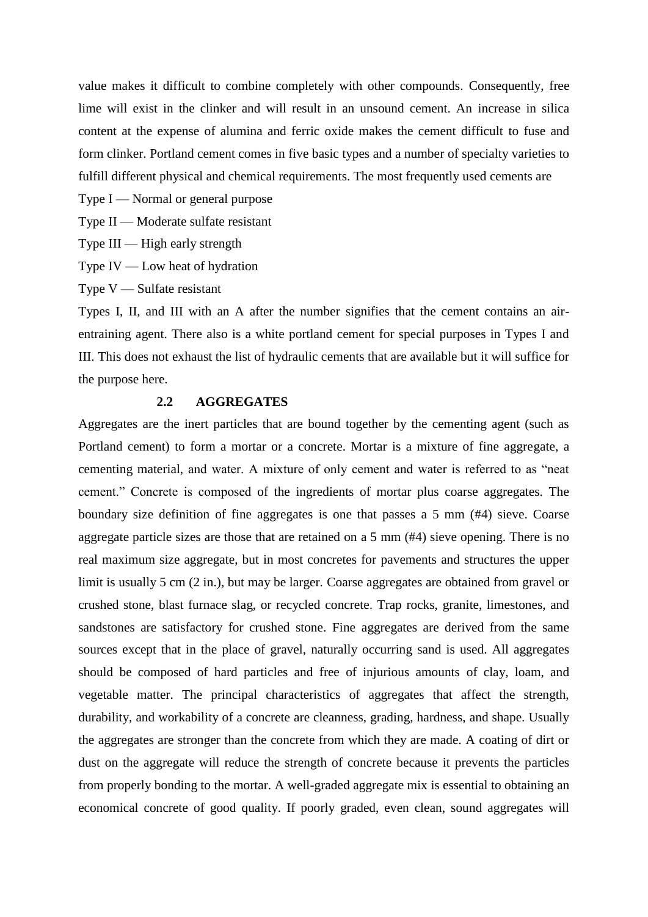value makes it difficult to combine completely with other compounds. Consequently, free lime will exist in the clinker and will result in an unsound cement. An increase in silica content at the expense of alumina and ferric oxide makes the cement difficult to fuse and form clinker. Portland cement comes in five basic types and a number of specialty varieties to fulfill different physical and chemical requirements. The most frequently used cements are

Type I — Normal or general purpose

Type II — Moderate sulfate resistant

Type III — High early strength

Type IV — Low heat of hydration

Type V — Sulfate resistant

Types I, II, and III with an A after the number signifies that the cement contains an air-entraining agent. There also is a white portland cement for special purposes in Types I and III. This does not exhaust the list of hydraulic cements that are available but it will suffice for the purpose here.

## 2.2 AGGREGATES

Aggregates are the inert particles that are bound together by the cementing agent (such as Portland cement) to form a mortar or a concrete. Mortar is a mixture of fine aggregate, a cementing material, and water. A mixture of only cement and water is referred to as "neat cement." Concrete is composed of the ingredients of mortar plus coarse aggregates. The boundary size definition of fine aggregates is one that passes a 5 mm (#4) sieve. Coarse aggregate particle sizes are those that are retained on a 5 mm (#4) sieve opening. There is no real maximum size aggregate, but in most concretes for pavements and structures the upper limit is usually 5 cm (2 in.), but may be larger. Coarse aggregates are obtained from gravel or crushed stone, blast furnace slag, or recycled concrete. Trap rocks, granite, limestones, and sandstones are satisfactory for crushed stone. Fine aggregates are derived from the same sources except that in the place of gravel, naturally occurring sand is used. All aggregates should be composed of hard particles and free of injurious amounts of clay, loam, and vegetable matter. The principal characteristics of aggregates that affect the strength, durability, and workability of a concrete are cleanness, grading, hardness, and shape. Usually the aggregates are stronger than the concrete from which they are made. A coating of dirt or dust on the aggregate will reduce the strength of concrete because it prevents the particles from properly bonding to the mortar. A well-graded aggregate mix is essential to obtaining an economical concrete of good quality. If poorly graded, even clean, sound aggregates will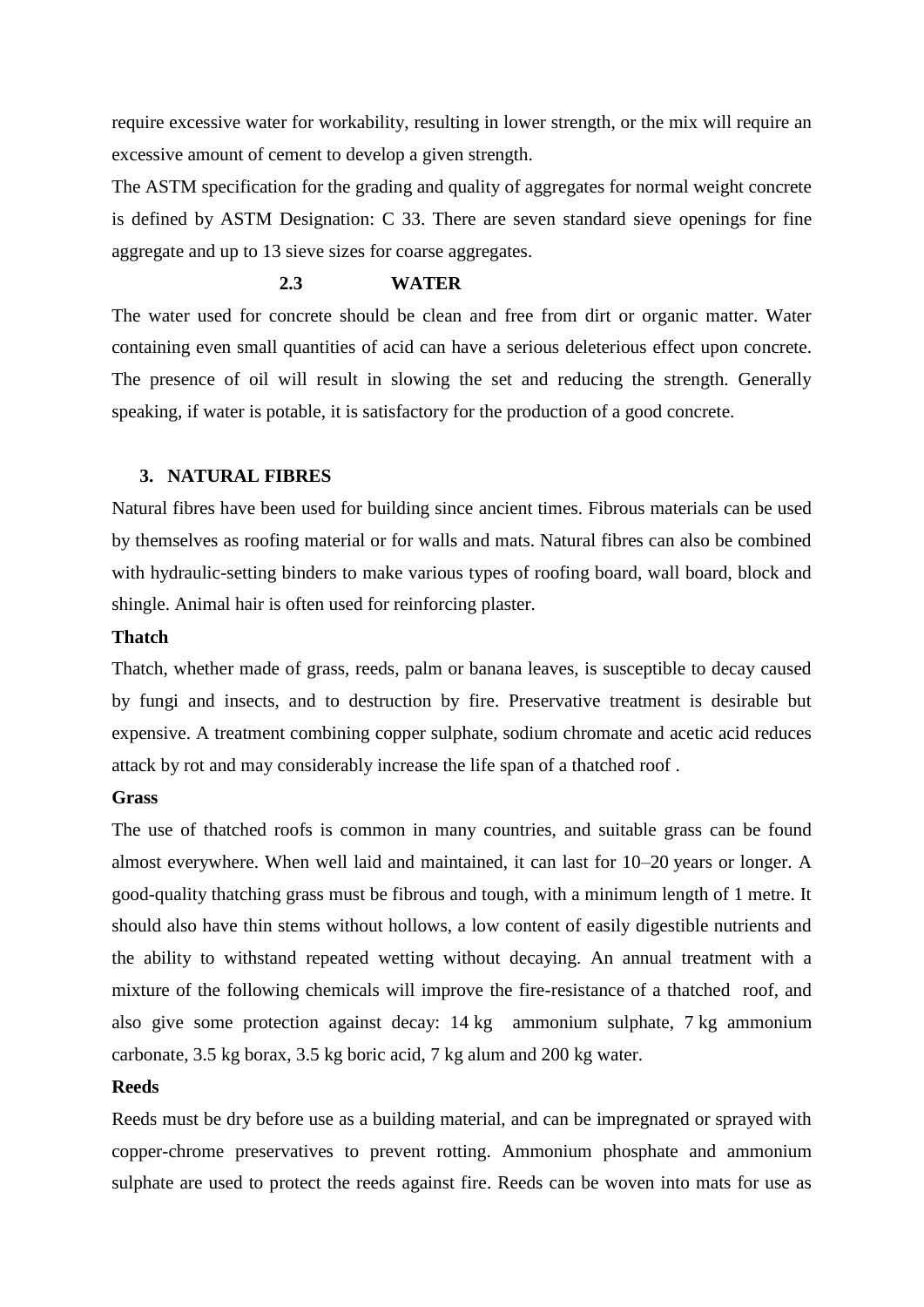require excessive water for workability, resulting in lower strength, or the mix will require an excessive amount of cement to develop a given strength.

The ASTM specification for the grading and quality of aggregates for normal weight concrete is defined by ASTM Designation: C 33. There are seven standard sieve openings for fine aggregate and up to 13 sieve sizes for coarse aggregates.

### 2.3 WATER

The water used for concrete should be clean and free from dirt or organic matter. Water containing even small quantities of acid can have a serious deleterious effect upon concrete. The presence of oil will result in slowing the set and reducing the strength. Generally speaking, if water is potable, it is satisfactory for the production of a good concrete.

## 3. NATURAL FIBRES

Natural fibres have been used for building since ancient times. Fibrous materials can be used by themselves as roofing material or for walls and mats. Natural fibres can also be combined with hydraulic-setting binders to make various types of roofing board, wall board, block and shingle. Animal hair is often used for reinforcing plaster.

**Thatch**

Thatch, whether made of grass, reeds, palm or banana leaves, is susceptible to decay caused by fungi and insects, and to destruction by fire. Preservative treatment is desirable but expensive. A treatment combining copper sulphate, sodium chromate and acetic acid reduces attack by rot and may considerably increase the life span of a thatched roof .

**Grass**

The use of thatched roofs is common in many countries, and suitable grass can be found almost everywhere. When well laid and maintained, it can last for 10–20 years or longer. A good-quality thatching grass must be fibrous and tough, with a minimum length of 1 metre. It should also have thin stems without hollows, a low content of easily digestible nutrients and the ability to withstand repeated wetting without decaying. An annual treatment with a mixture of the following chemicals will improve the fire-resistance of a thatched roof, and also give some protection against decay: 14 kg ammonium sulphate, 7 kg ammonium carbonate, 3.5 kg borax, 3.5 kg boric acid, 7 kg alum and 200 kg water.

**Reeds**

Reeds must be dry before use as a building material, and can be impregnated or sprayed with copper-chrome preservatives to prevent rotting. Ammonium phosphate and ammonium sulphate are used to protect the reeds against fire. Reeds can be woven into mats for use as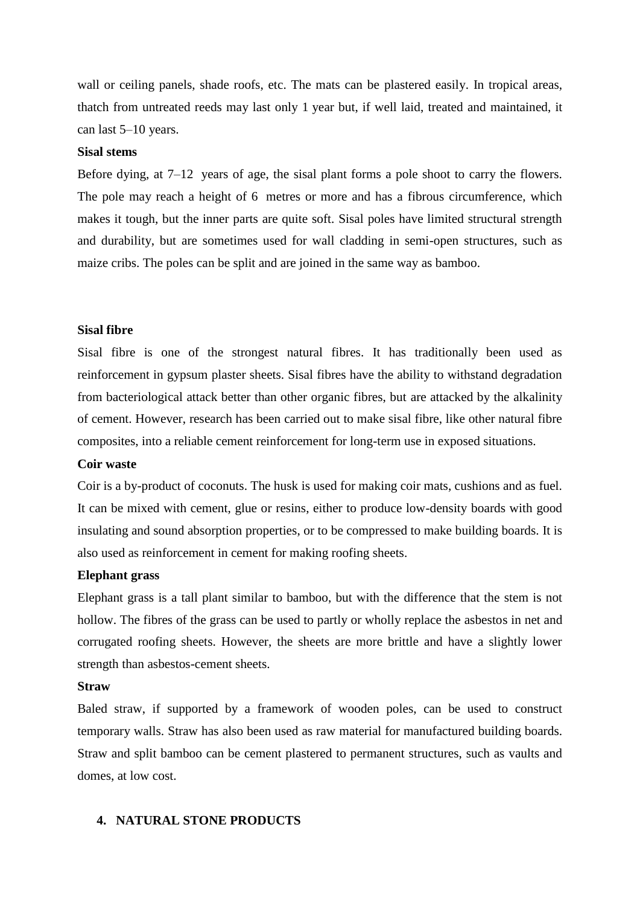wall or ceiling panels, shade roofs, etc. The mats can be plastered easily. In tropical areas, thatch from untreated reeds may last only 1 year but, if well laid, treated and maintained, it can last 5–10 years.

**Sisal stems**

Before dying, at 7–12 years of age, the sisal plant forms a pole shoot to carry the flowers. The pole may reach a height of 6 metres or more and has a fibrous circumference, which makes it tough, but the inner parts are quite soft. Sisal poles have limited structural strength and durability, but are sometimes used for wall cladding in semi-open structures, such as maize cribs. The poles can be split and are joined in the same way as bamboo.

**Sisal fibre**

Sisal fibre is one of the strongest natural fibres. It has traditionally been used as reinforcement in gypsum plaster sheets. Sisal fibres have the ability to withstand degradation from bacteriological attack better than other organic fibres, but are attacked by the alkalinity of cement. However, research has been carried out to make sisal fibre, like other natural fibre composites, into a reliable cement reinforcement for long-term use in exposed situations.

**Coir waste**

Coir is a by-product of coconuts. The husk is used for making coir mats, cushions and as fuel. It can be mixed with cement, glue or resins, either to produce low-density boards with good insulating and sound absorption properties, or to be compressed to make building boards. It is also used as reinforcement in cement for making roofing sheets.

**Elephant grass**

Elephant grass is a tall plant similar to bamboo, but with the difference that the stem is not hollow. The fibres of the grass can be used to partly or wholly replace the asbestos in net and corrugated roofing sheets. However, the sheets are more brittle and have a slightly lower strength than asbestos-cement sheets.

**Straw**

Baled straw, if supported by a framework of wooden poles, can be used to construct temporary walls. Straw has also been used as raw material for manufactured building boards. Straw and split bamboo can be cement plastered to permanent structures, such as vaults and domes, at low cost.

## 4. NATURAL STONE PRODUCTS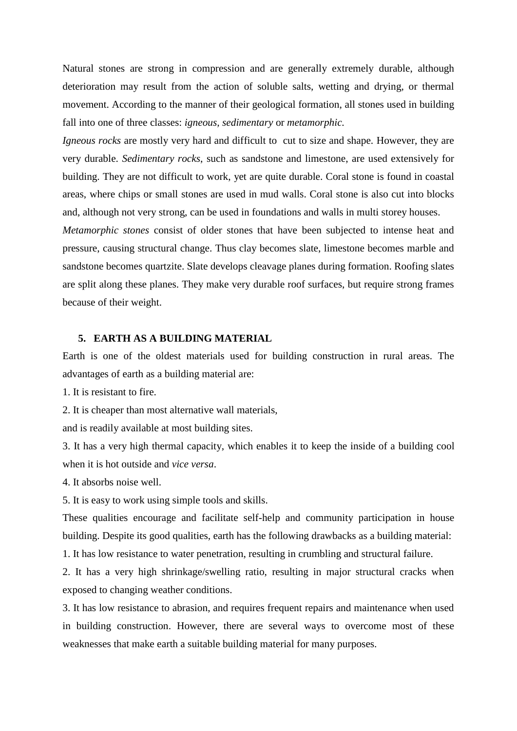Natural stones are strong in compression and are generally extremely durable, although deterioration may result from the action of soluble salts, wetting and drying, or thermal movement. According to the manner of their geological formation, all stones used in building fall into one of three classes: *igneous*, *sedimentary* or *metamorphic.*

*Igneous rocks* are mostly very hard and difficult to cut to size and shape. However, they are very durable. *Sedimentary rocks*, such as sandstone and limestone, are used extensively for building. They are not difficult to work, yet are quite durable. Coral stone is found in coastal areas, where chips or small stones are used in mud walls. Coral stone is also cut into blocks and, although not very strong, can be used in foundations and walls in multi storey houses.

*Metamorphic stones* consist of older stones that have been subjected to intense heat and pressure, causing structural change. Thus clay becomes slate, limestone becomes marble and sandstone becomes quartzite. Slate develops cleavage planes during formation. Roofing slates are split along these planes. They make very durable roof surfaces, but require strong frames because of their weight.

## 5. EARTH AS A BUILDING MATERIAL

Earth is one of the oldest materials used for building construction in rural areas. The advantages of earth as a building material are:

1. It is resistant to fire.
2. It is cheaper than most alternative wall materials,

and is readily available at most building sites.

3. It has a very high thermal capacity, which enables it to keep the inside of a building cool when it is hot outside and *vice versa*.
4. It absorbs noise well.
5. It is easy to work using simple tools and skills.

These qualities encourage and facilitate self-help and community participation in house building. Despite its good qualities, earth has the following drawbacks as a building material:

1. It has low resistance to water penetration, resulting in crumbling and structural failure.
2. It has a very high shrinkage/swelling ratio, resulting in major structural cracks when exposed to changing weather conditions.
3. It has low resistance to abrasion, and requires frequent repairs and maintenance when used in building construction. However, there are several ways to overcome most of these weaknesses that make earth a suitable building material for many purposes.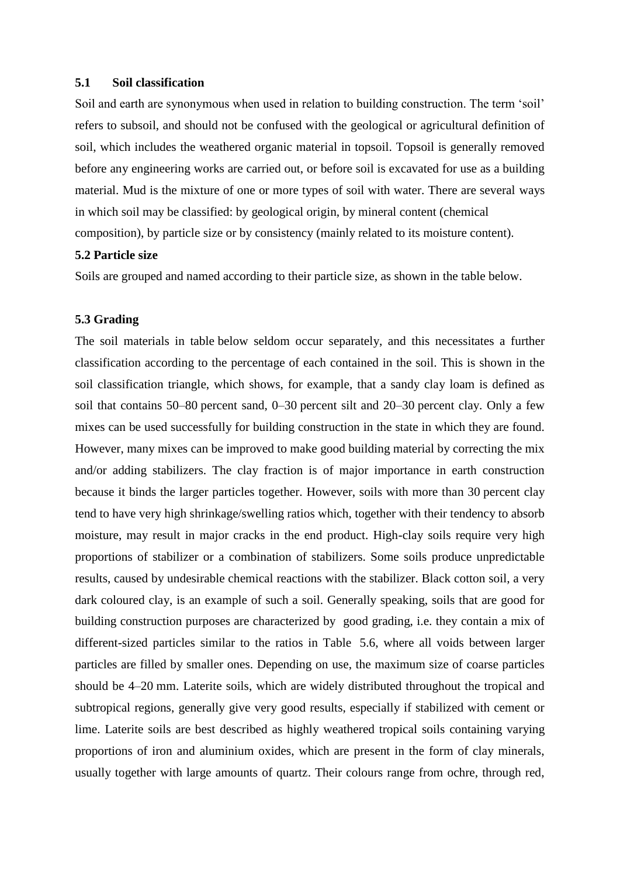### 5.1 Soil classification

Soil and earth are synonymous when used in relation to building construction. The term 'soil' refers to subsoil, and should not be confused with the geological or agricultural definition of soil, which includes the weathered organic material in topsoil. Topsoil is generally removed before any engineering works are carried out, or before soil is excavated for use as a building material. Mud is the mixture of one or more types of soil with water. There are several ways in which soil may be classified: by geological origin, by mineral content (chemical composition), by particle size or by consistency (mainly related to its moisture content).

### 5.2 Particle size

Soils are grouped and named according to their particle size, as shown in the table below.

### 5.3 Grading

The soil materials in table below seldom occur separately, and this necessitates a further classification according to the percentage of each contained in the soil. This is shown in the soil classification triangle, which shows, for example, that a sandy clay loam is defined as soil that contains 50–80 percent sand, 0–30 percent silt and 20–30 percent clay. Only a few mixes can be used successfully for building construction in the state in which they are found. However, many mixes can be improved to make good building material by correcting the mix and/or adding stabilizers. The clay fraction is of major importance in earth construction because it binds the larger particles together. However, soils with more than 30 percent clay tend to have very high shrinkage/swelling ratios which, together with their tendency to absorb moisture, may result in major cracks in the end product. High-clay soils require very high proportions of stabilizer or a combination of stabilizers. Some soils produce unpredictable results, caused by undesirable chemical reactions with the stabilizer. Black cotton soil, a very dark coloured clay, is an example of such a soil. Generally speaking, soils that are good for building construction purposes are characterized by good grading, i.e. they contain a mix of different-sized particles similar to the ratios in Table 5.6, where all voids between larger particles are filled by smaller ones. Depending on use, the maximum size of coarse particles should be 4–20 mm. Laterite soils, which are widely distributed throughout the tropical and subtropical regions, generally give very good results, especially if stabilized with cement or lime. Laterite soils are best described as highly weathered tropical soils containing varying proportions of iron and aluminium oxides, which are present in the form of clay minerals, usually together with large amounts of quartz. Their colours range from ochre, through red,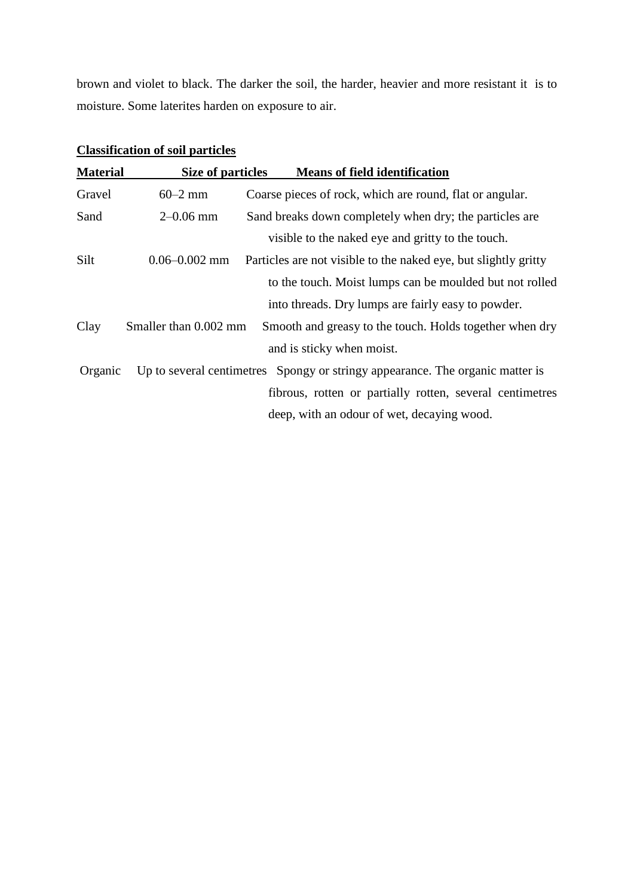brown and violet to black. The darker the soil, the harder, heavier and more resistant it is to moisture. Some laterites harden on exposure to air.

**Classification of soil particles**

| Material | Size of particles | Means of field identification |
|---|---|---|
| Gravel | 60–2 mm | Coarse pieces of rock, which are round, flat or angular. |
| Sand | 2–0.06 mm | Sand breaks down completely when dry; the particles are visible to the naked eye and gritty to the touch. |
| Silt | 0.06–0.002 mm | Particles are not visible to the naked eye, but slightly gritty to the touch. Moist lumps can be moulded but not rolled into threads. Dry lumps are fairly easy to powder. |
| Clay | Smaller than 0.002 mm | Smooth and greasy to the touch. Holds together when dry and is sticky when moist. |
| Organic | Up to several centimetres | Spongy or stringy appearance. The organic matter is fibrous, rotten or partially rotten, several centimetres deep, with an odour of wet, decaying wood. |